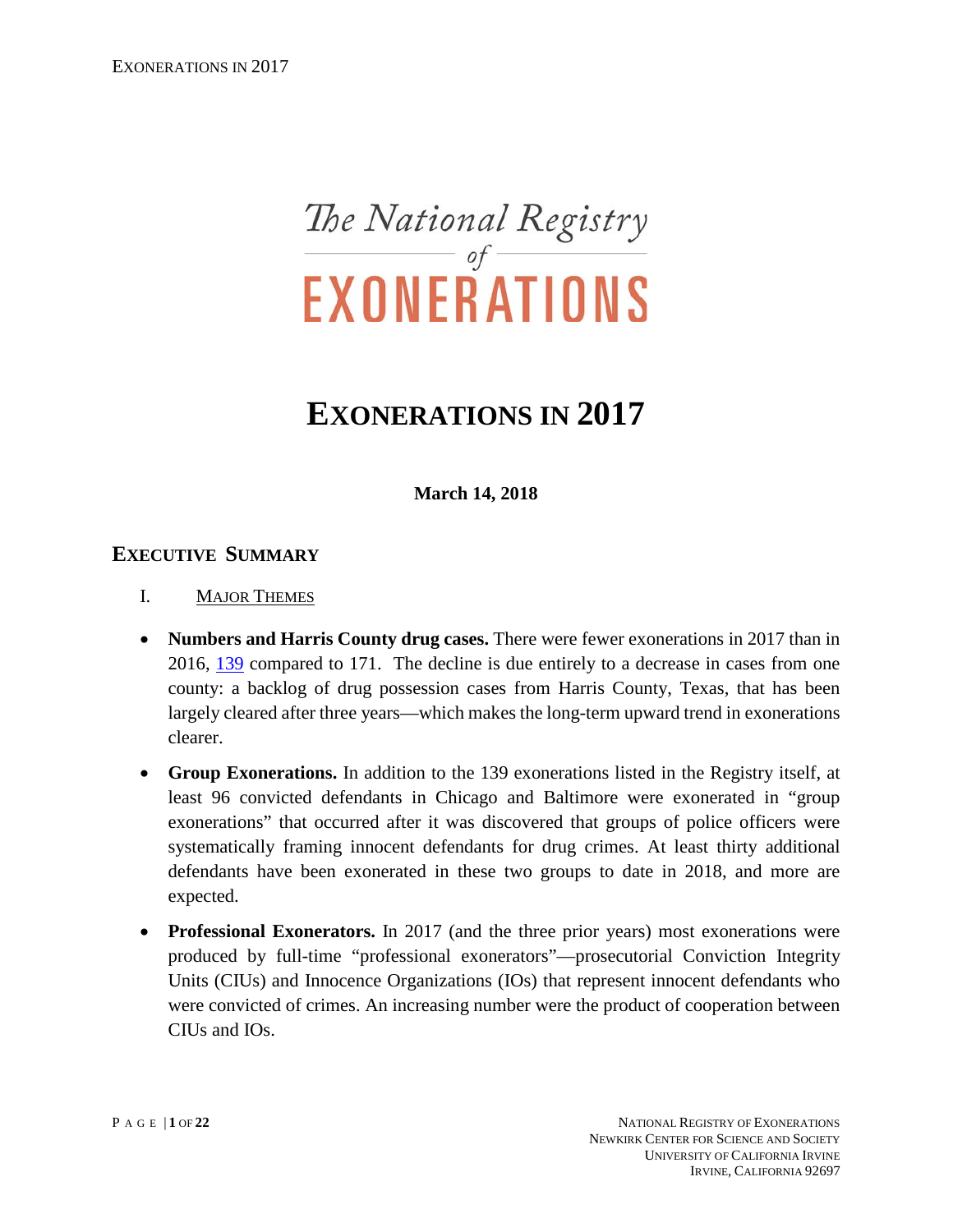# The National Registry of EXONERATIONS

# EXONERATIONS IN 2017

**March 14, 2018**

## EXECUTIVE SUMMARY

### I. MAJOR THEMES

- **Numbers and Harris County drug cases.** There were fewer exonerations in 2017 than in 2016, 139 compared to 171. The decline is due entirely to a decrease in cases from one county: a backlog of drug possession cases from Harris County, Texas, that has been largely cleared after three years—which makes the long-term upward trend in exonerations clearer.
- **Group Exonerations.** In addition to the 139 exonerations listed in the Registry itself, at least 96 convicted defendants in Chicago and Baltimore were exonerated in "group exonerations" that occurred after it was discovered that groups of police officers were systematically framing innocent defendants for drug crimes. At least thirty additional defendants have been exonerated in these two groups to date in 2018, and more are expected.
- **Professional Exonerators.** In 2017 (and the three prior years) most exonerations were produced by full-time "professional exonerators"—prosecutorial Conviction Integrity Units (CIUs) and Innocence Organizations (IOs) that represent innocent defendants who were convicted of crimes. An increasing number were the product of cooperation between CIUs and IOs.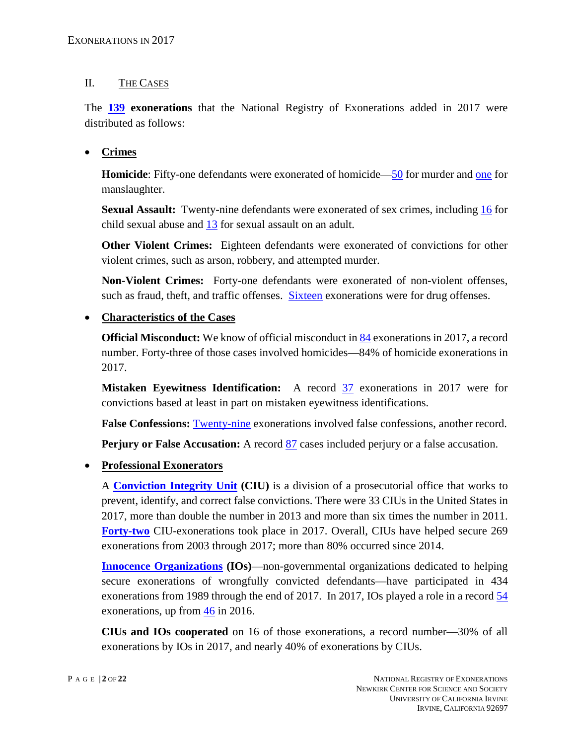## II. THE CASES

The **139 exonerations** that the National Registry of Exonerations added in 2017 were distributed as follows:

- **Crimes**

  **Homicide**: Fifty-one defendants were exonerated of homicide—50 for murder and one for manslaughter.

  **Sexual Assault:** Twenty-nine defendants were exonerated of sex crimes, including 16 for child sexual abuse and 13 for sexual assault on an adult.

  **Other Violent Crimes:** Eighteen defendants were exonerated of convictions for other violent crimes, such as arson, robbery, and attempted murder.

  **Non-Violent Crimes:** Forty-one defendants were exonerated of non-violent offenses, such as fraud, theft, and traffic offenses. Sixteen exonerations were for drug offenses.

- **Characteristics of the Cases**

  **Official Misconduct:** We know of official misconduct in 84 exonerations in 2017, a record number. Forty-three of those cases involved homicides—84% of homicide exonerations in 2017.

  **Mistaken Eyewitness Identification:** A record 37 exonerations in 2017 were for convictions based at least in part on mistaken eyewitness identifications.

  **False Confessions:** Twenty-nine exonerations involved false confessions, another record.

  **Perjury or False Accusation:** A record 87 cases included perjury or a false accusation.

- **Professional Exonerators**

  A **Conviction Integrity Unit (CIU)** is a division of a prosecutorial office that works to prevent, identify, and correct false convictions. There were 33 CIUs in the United States in 2017, more than double the number in 2013 and more than six times the number in 2011. **Forty-two** CIU-exonerations took place in 2017. Overall, CIUs have helped secure 269 exonerations from 2003 through 2017; more than 80% occurred since 2014.

  **Innocence Organizations (IOs)**—non-governmental organizations dedicated to helping secure exonerations of wrongfully convicted defendants—have participated in 434 exonerations from 1989 through the end of 2017. In 2017, IOs played a role in a record 54 exonerations, up from 46 in 2016.

  **CIUs and IOs cooperated** on 16 of those exonerations, a record number—30% of all exonerations by IOs in 2017, and nearly 40% of exonerations by CIUs.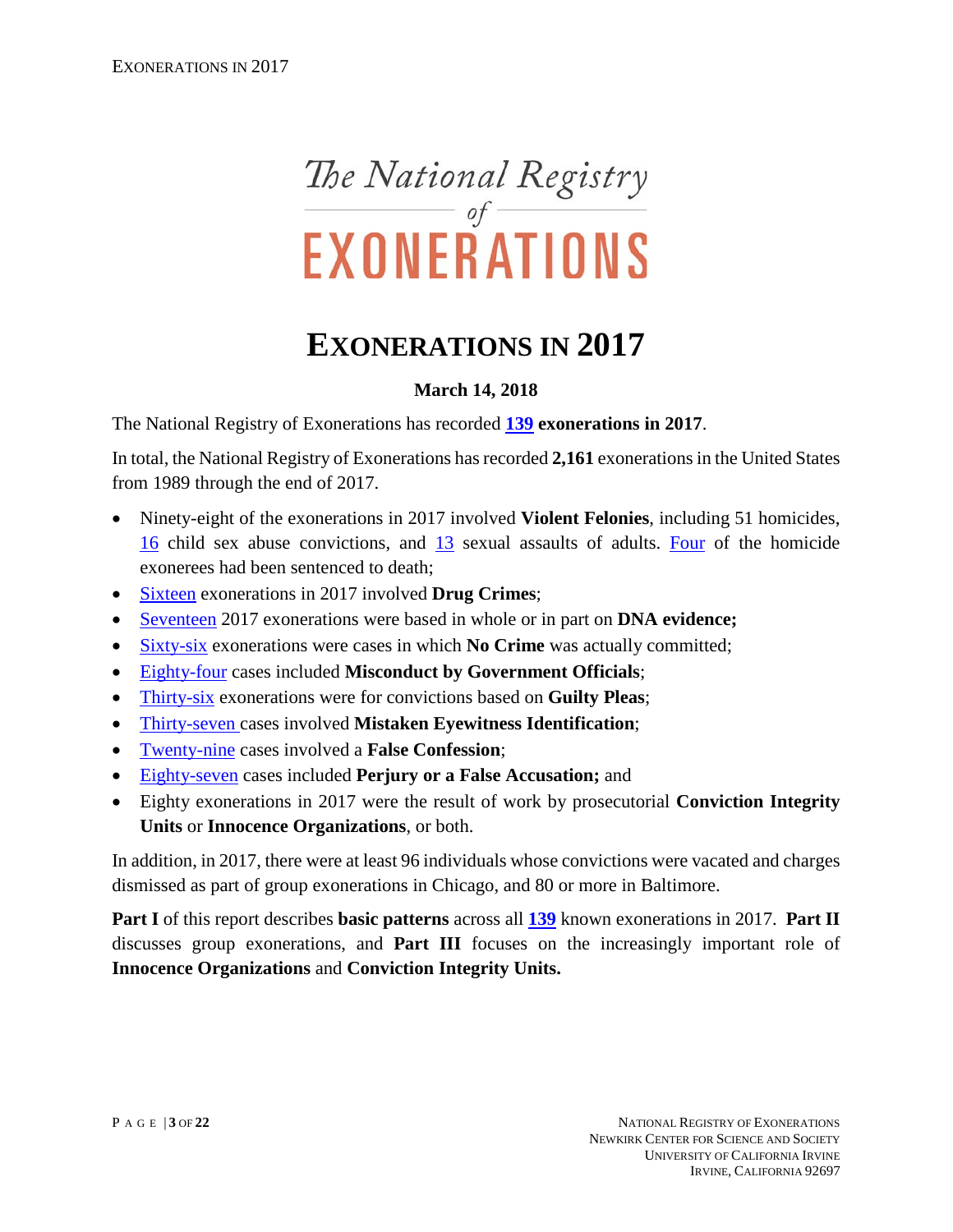# The National Registry of EXONERATIONS

# EXONERATIONS IN 2017

**March 14, 2018**

The National Registry of Exonerations has recorded **139 exonerations in 2017**.

In total, the National Registry of Exonerations has recorded **2,161** exonerations in the United States from 1989 through the end of 2017.

- Ninety-eight of the exonerations in 2017 involved **Violent Felonies**, including 51 homicides, 16 child sex abuse convictions, and 13 sexual assaults of adults. Four of the homicide exonerees had been sentenced to death;
- Sixteen exonerations in 2017 involved **Drug Crimes**;
- Seventeen 2017 exonerations were based in whole or in part on **DNA evidence;**
- Sixty-six exonerations were cases in which **No Crime** was actually committed;
- Eighty-four cases included **Misconduct by Government Officials**;
- Thirty-six exonerations were for convictions based on **Guilty Pleas**;
- Thirty-seven cases involved **Mistaken Eyewitness Identification**;
- Twenty-nine cases involved a **False Confession**;
- Eighty-seven cases included **Perjury or a False Accusation;** and
- Eighty exonerations in 2017 were the result of work by prosecutorial **Conviction Integrity Units** or **Innocence Organizations**, or both.

In addition, in 2017, there were at least 96 individuals whose convictions were vacated and charges dismissed as part of group exonerations in Chicago, and 80 or more in Baltimore.

**Part I** of this report describes **basic patterns** across all **139** known exonerations in 2017. **Part II** discusses group exonerations, and **Part III** focuses on the increasingly important role of **Innocence Organizations** and **Conviction Integrity Units.**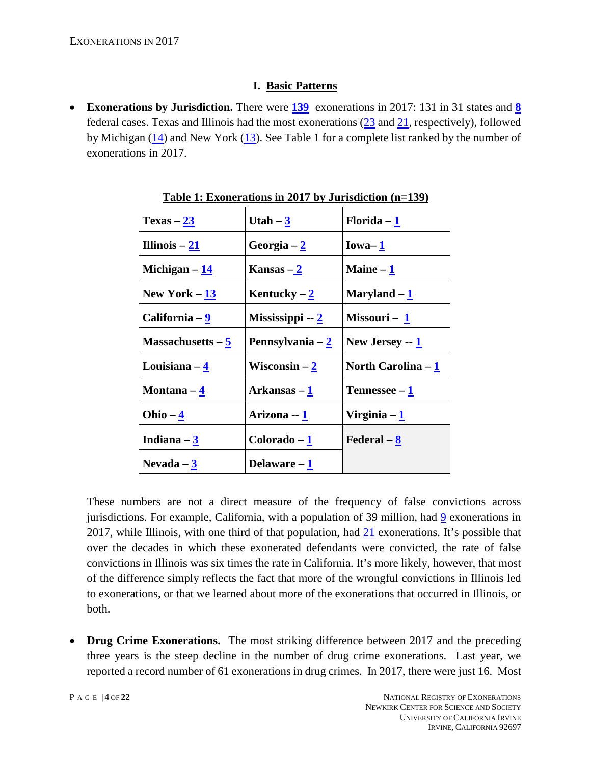## I. Basic Patterns

- **Exonerations by Jurisdiction.** There were **139** exonerations in 2017: 131 in 31 states and **8** federal cases. Texas and Illinois had the most exonerations (23 and 21, respectively), followed by Michigan (14) and New York (13). See Table 1 for a complete list ranked by the number of exonerations in 2017.

**Table 1: Exonerations in 2017 by Jurisdiction (n=139)**

| | | |
|---|---|---|
| **Texas – 23** | **Utah – 3** | **Florida – 1** |
| **Illinois – 21** | **Georgia – 2** | **Iowa– 1** |
| **Michigan – 14** | **Kansas – 2** | **Maine – 1** |
| **New York – 13** | **Kentucky – 2** | **Maryland – 1** |
| **California – 9** | **Mississippi -- 2** | **Missouri – 1** |
| **Massachusetts – 5** | **Pennsylvania – 2** | **New Jersey -- 1** |
| **Louisiana – 4** | **Wisconsin – 2** | **North Carolina – 1** |
| **Montana – 4** | **Arkansas – 1** | **Tennessee – 1** |
| **Ohio – 4** | **Arizona -- 1** | **Virginia – 1** |
| **Indiana – 3** | **Colorado – 1** | **Federal – 8** |
| **Nevada – 3** | **Delaware – 1** | |

These numbers are not a direct measure of the frequency of false convictions across jurisdictions. For example, California, with a population of 39 million, had 9 exonerations in 2017, while Illinois, with one third of that population, had 21 exonerations. It's possible that over the decades in which these exonerated defendants were convicted, the rate of false convictions in Illinois was six times the rate in California. It's more likely, however, that most of the difference simply reflects the fact that more of the wrongful convictions in Illinois led to exonerations, or that we learned about more of the exonerations that occurred in Illinois, or both.

- **Drug Crime Exonerations.** The most striking difference between 2017 and the preceding three years is the steep decline in the number of drug crime exonerations. Last year, we reported a record number of 61 exonerations in drug crimes. In 2017, there were just 16. Most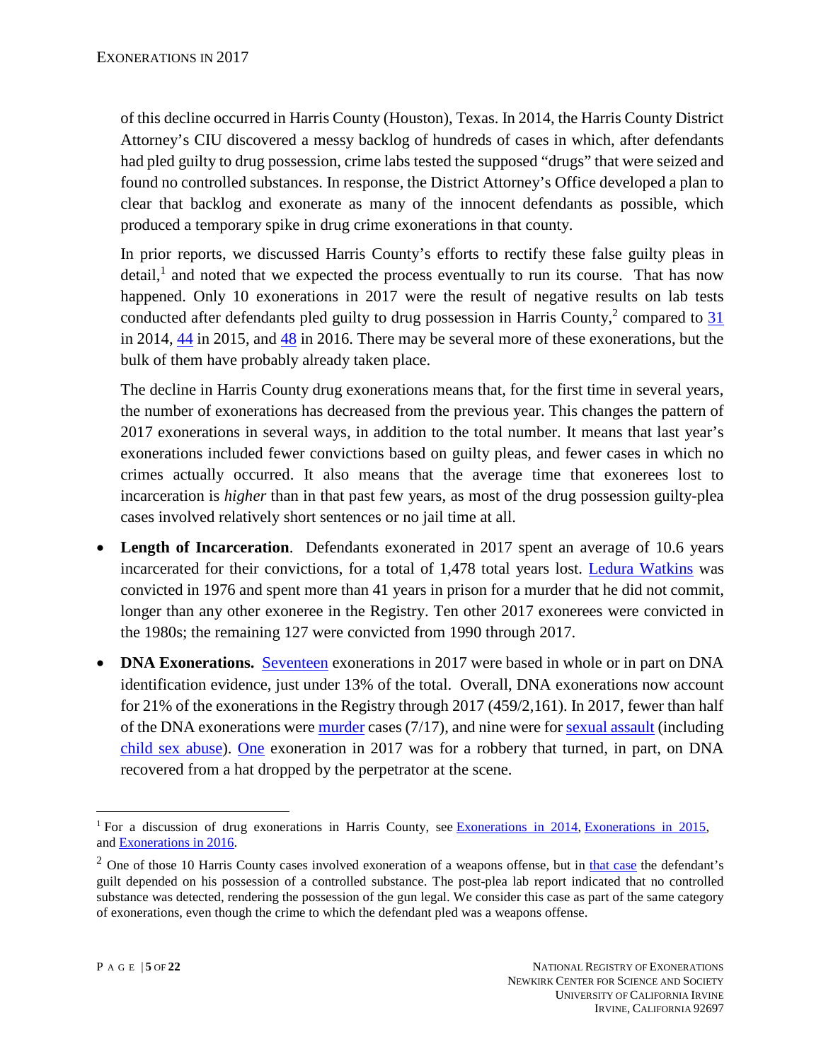of this decline occurred in Harris County (Houston), Texas. In 2014, the Harris County District Attorney's CIU discovered a messy backlog of hundreds of cases in which, after defendants had pled guilty to drug possession, crime labs tested the supposed "drugs" that were seized and found no controlled substances. In response, the District Attorney's Office developed a plan to clear that backlog and exonerate as many of the innocent defendants as possible, which produced a temporary spike in drug crime exonerations in that county.

In prior reports, we discussed Harris County's efforts to rectify these false guilty pleas in detail,[1] and noted that we expected the process eventually to run its course. That has now happened. Only 10 exonerations in 2017 were the result of negative results on lab tests conducted after defendants pled guilty to drug possession in Harris County,[2] compared to 31 in 2014, 44 in 2015, and 48 in 2016. There may be several more of these exonerations, but the bulk of them have probably already taken place.

The decline in Harris County drug exonerations means that, for the first time in several years, the number of exonerations has decreased from the previous year. This changes the pattern of 2017 exonerations in several ways, in addition to the total number. It means that last year's exonerations included fewer convictions based on guilty pleas, and fewer cases in which no crimes actually occurred. It also means that the average time that exonerees lost to incarceration is *higher* than in that past few years, as most of the drug possession guilty-plea cases involved relatively short sentences or no jail time at all.

- **Length of Incarceration**. Defendants exonerated in 2017 spent an average of 10.6 years incarcerated for their convictions, for a total of 1,478 total years lost. Ledura Watkins was convicted in 1976 and spent more than 41 years in prison for a murder that he did not commit, longer than any other exoneree in the Registry. Ten other 2017 exonerees were convicted in the 1980s; the remaining 127 were convicted from 1990 through 2017.
- **DNA Exonerations.** Seventeen exonerations in 2017 were based in whole or in part on DNA identification evidence, just under 13% of the total. Overall, DNA exonerations now account for 21% of the exonerations in the Registry through 2017 (459/2,161). In 2017, fewer than half of the DNA exonerations were murder cases (7/17), and nine were for sexual assault (including child sex abuse). One exoneration in 2017 was for a robbery that turned, in part, on DNA recovered from a hat dropped by the perpetrator at the scene.

[1] For a discussion of drug exonerations in Harris County, see Exonerations in 2014, Exonerations in 2015, and Exonerations in 2016.

[2] One of those 10 Harris County cases involved exoneration of a weapons offense, but in that case the defendant's guilt depended on his possession of a controlled substance. The post-plea lab report indicated that no controlled substance was detected, rendering the possession of the gun legal. We consider this case as part of the same category of exonerations, even though the crime to which the defendant pled was a weapons offense.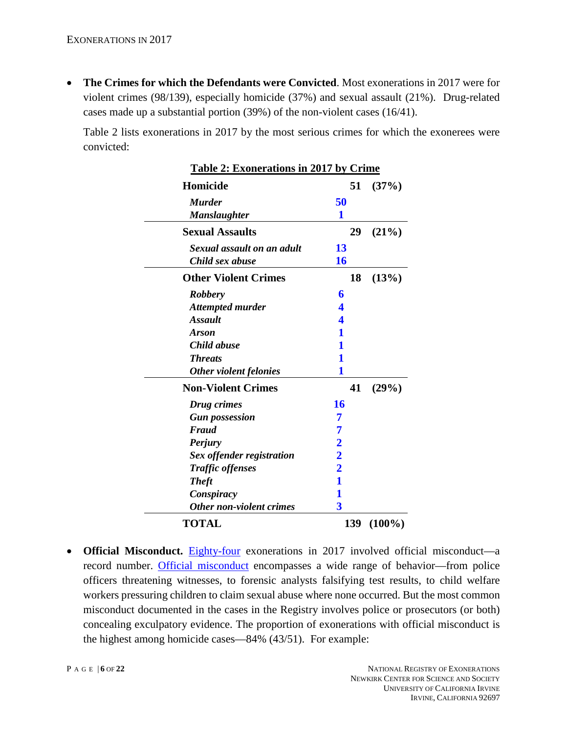- **The Crimes for which the Defendants were Convicted**. Most exonerations in 2017 were for violent crimes (98/139), especially homicide (37%) and sexual assault (21%). Drug-related cases made up a substantial portion (39%) of the non-violent cases (16/41).

  Table 2 lists exonerations in 2017 by the most serious crimes for which the exonerees were convicted:

**Table 2: Exonerations in 2017 by Crime**

| Crime | | Count | Percent |
|---|---|---|---|
| **Homicide** | | **51** | **(37%)** |
| *Murder* | **50** | | |
| *Manslaughter* | **1** | | |
| **Sexual Assaults** | | **29** | **(21%)** |
| *Sexual assault on an adult* | **13** | | |
| *Child sex abuse* | **16** | | |
| **Other Violent Crimes** | | **18** | **(13%)** |
| *Robbery* | **6** | | |
| *Attempted murder* | **4** | | |
| *Assault* | **4** | | |
| *Arson* | **1** | | |
| *Child abuse* | **1** | | |
| *Threats* | **1** | | |
| *Other violent felonies* | **1** | | |
| **Non-Violent Crimes** | | **41** | **(29%)** |
| *Drug crimes* | **16** | | |
| *Gun possession* | **7** | | |
| *Fraud* | **7** | | |
| *Perjury* | **2** | | |
| *Sex offender registration* | **2** | | |
| *Traffic offenses* | **2** | | |
| *Theft* | **1** | | |
| *Conspiracy* | **1** | | |
| *Other non-violent crimes* | **3** | | |
| **TOTAL** | | **139** | **(100%)** |

- **Official Misconduct.** Eighty-four exonerations in 2017 involved official misconduct—a record number. Official misconduct encompasses a wide range of behavior—from police officers threatening witnesses, to forensic analysts falsifying test results, to child welfare workers pressuring children to claim sexual abuse where none occurred. But the most common misconduct documented in the cases in the Registry involves police or prosecutors (or both) concealing exculpatory evidence. The proportion of exonerations with official misconduct is the highest among homicide cases—84% (43/51). For example: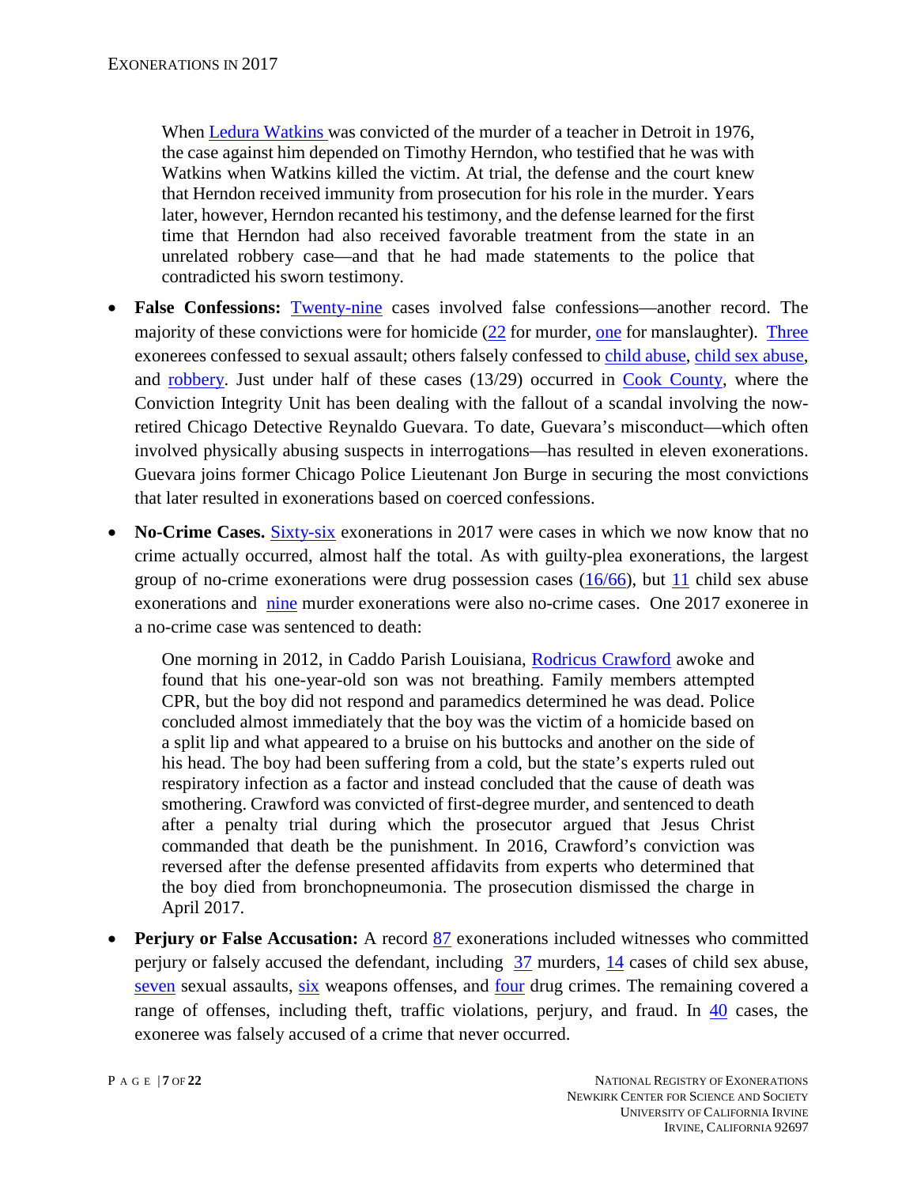> When Ledura Watkins was convicted of the murder of a teacher in Detroit in 1976, the case against him depended on Timothy Herndon, who testified that he was with Watkins when Watkins killed the victim. At trial, the defense and the court knew that Herndon received immunity from prosecution for his role in the murder. Years later, however, Herndon recanted his testimony, and the defense learned for the first time that Herndon had also received favorable treatment from the state in an unrelated robbery case—and that he had made statements to the police that contradicted his sworn testimony.

- **False Confessions:** Twenty-nine cases involved false confessions—another record. The majority of these convictions were for homicide (22 for murder, one for manslaughter). Three exonerees confessed to sexual assault; others falsely confessed to child abuse, child sex abuse, and robbery. Just under half of these cases (13/29) occurred in Cook County, where the Conviction Integrity Unit has been dealing with the fallout of a scandal involving the now-retired Chicago Detective Reynaldo Guevara. To date, Guevara's misconduct—which often involved physically abusing suspects in interrogations—has resulted in eleven exonerations. Guevara joins former Chicago Police Lieutenant Jon Burge in securing the most convictions that later resulted in exonerations based on coerced confessions.

- **No-Crime Cases.** Sixty-six exonerations in 2017 were cases in which we now know that no crime actually occurred, almost half the total. As with guilty-plea exonerations, the largest group of no-crime exonerations were drug possession cases (16/66), but 11 child sex abuse exonerations and nine murder exonerations were also no-crime cases. One 2017 exoneree in a no-crime case was sentenced to death:

> One morning in 2012, in Caddo Parish Louisiana, Rodricus Crawford awoke and found that his one-year-old son was not breathing. Family members attempted CPR, but the boy did not respond and paramedics determined he was dead. Police concluded almost immediately that the boy was the victim of a homicide based on a split lip and what appeared to a bruise on his buttocks and another on the side of his head. The boy had been suffering from a cold, but the state's experts ruled out respiratory infection as a factor and instead concluded that the cause of death was smothering. Crawford was convicted of first-degree murder, and sentenced to death after a penalty trial during which the prosecutor argued that Jesus Christ commanded that death be the punishment. In 2016, Crawford's conviction was reversed after the defense presented affidavits from experts who determined that the boy died from bronchopneumonia. The prosecution dismissed the charge in April 2017.

- **Perjury or False Accusation:** A record 87 exonerations included witnesses who committed perjury or falsely accused the defendant, including 37 murders, 14 cases of child sex abuse, seven sexual assaults, six weapons offenses, and four drug crimes. The remaining covered a range of offenses, including theft, traffic violations, perjury, and fraud. In 40 cases, the exoneree was falsely accused of a crime that never occurred.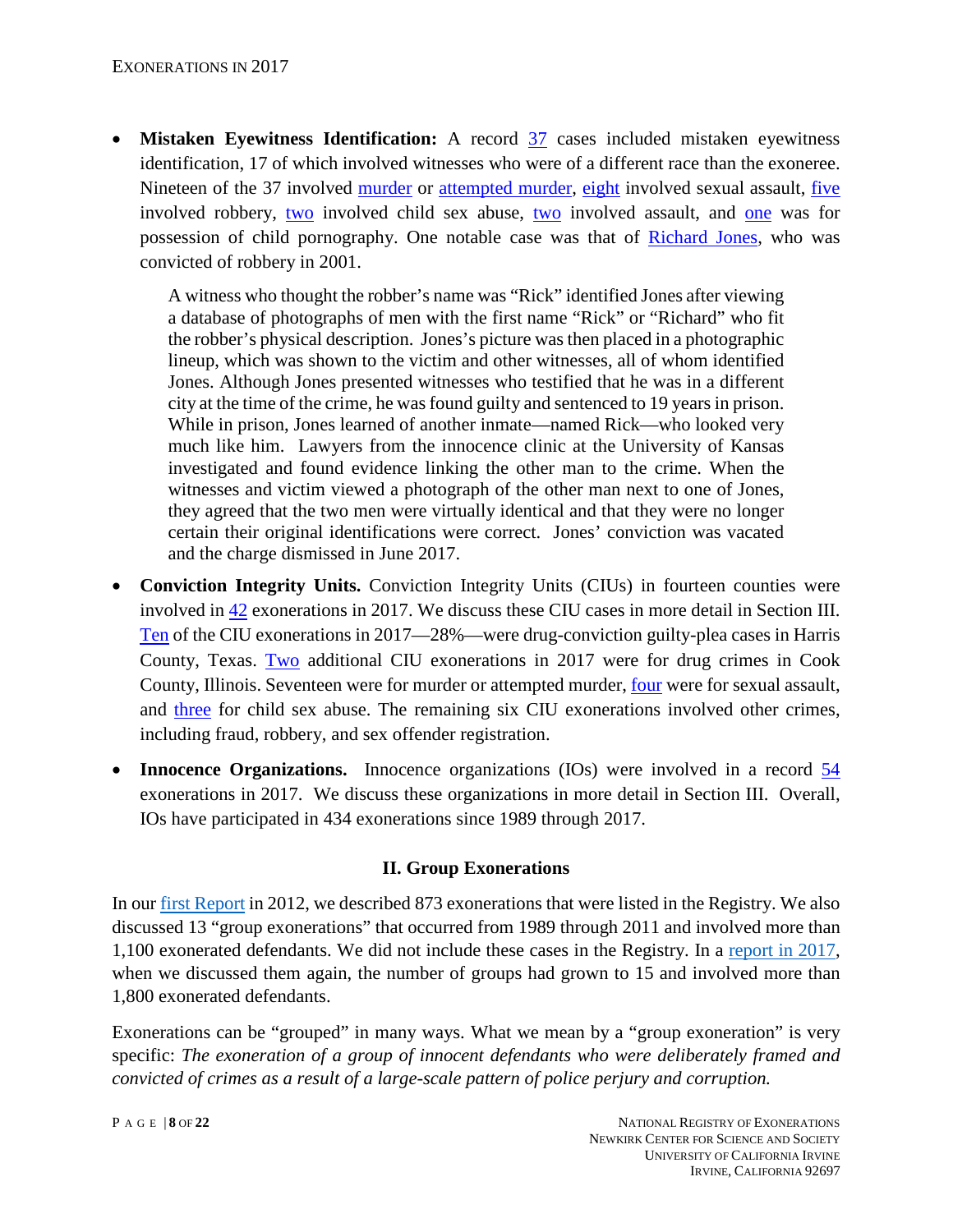- **Mistaken Eyewitness Identification:** A record 37 cases included mistaken eyewitness identification, 17 of which involved witnesses who were of a different race than the exoneree. Nineteen of the 37 involved murder or attempted murder, eight involved sexual assault, five involved robbery, two involved child sex abuse, two involved assault, and one was for possession of child pornography. One notable case was that of Richard Jones, who was convicted of robbery in 2001.

  > A witness who thought the robber's name was "Rick" identified Jones after viewing a database of photographs of men with the first name "Rick" or "Richard" who fit the robber's physical description. Jones's picture was then placed in a photographic lineup, which was shown to the victim and other witnesses, all of whom identified Jones. Although Jones presented witnesses who testified that he was in a different city at the time of the crime, he was found guilty and sentenced to 19 years in prison. While in prison, Jones learned of another inmate—named Rick—who looked very much like him. Lawyers from the innocence clinic at the University of Kansas investigated and found evidence linking the other man to the crime. When the witnesses and victim viewed a photograph of the other man next to one of Jones, they agreed that the two men were virtually identical and that they were no longer certain their original identifications were correct. Jones' conviction was vacated and the charge dismissed in June 2017.

- **Conviction Integrity Units.** Conviction Integrity Units (CIUs) in fourteen counties were involved in 42 exonerations in 2017. We discuss these CIU cases in more detail in Section III. Ten of the CIU exonerations in 2017—28%—were drug-conviction guilty-plea cases in Harris County, Texas. Two additional CIU exonerations in 2017 were for drug crimes in Cook County, Illinois. Seventeen were for murder or attempted murder, four were for sexual assault, and three for child sex abuse. The remaining six CIU exonerations involved other crimes, including fraud, robbery, and sex offender registration.

- **Innocence Organizations.** Innocence organizations (IOs) were involved in a record 54 exonerations in 2017. We discuss these organizations in more detail in Section III. Overall, IOs have participated in 434 exonerations since 1989 through 2017.

## II. Group Exonerations

In our first Report in 2012, we described 873 exonerations that were listed in the Registry. We also discussed 13 "group exonerations" that occurred from 1989 through 2011 and involved more than 1,100 exonerated defendants. We did not include these cases in the Registry. In a report in 2017, when we discussed them again, the number of groups had grown to 15 and involved more than 1,800 exonerated defendants.

Exonerations can be "grouped" in many ways. What we mean by a "group exoneration" is very specific: *The exoneration of a group of innocent defendants who were deliberately framed and convicted of crimes as a result of a large-scale pattern of police perjury and corruption.*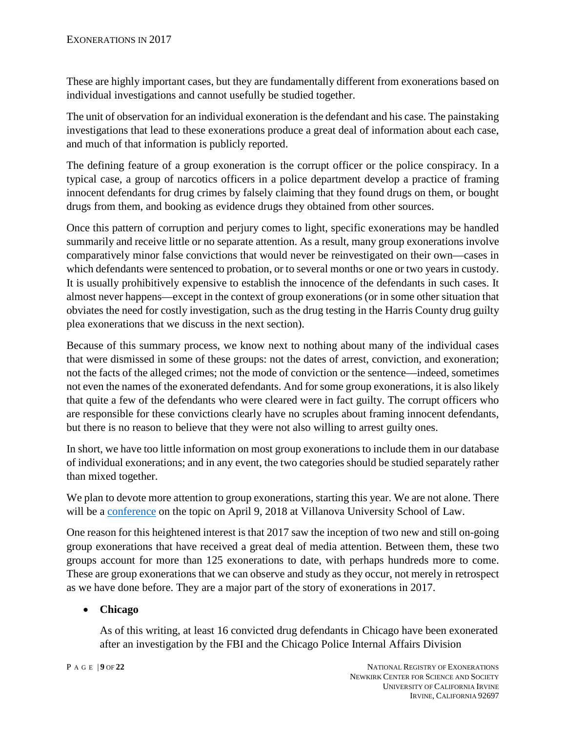These are highly important cases, but they are fundamentally different from exonerations based on individual investigations and cannot usefully be studied together.

The unit of observation for an individual exoneration is the defendant and his case. The painstaking investigations that lead to these exonerations produce a great deal of information about each case, and much of that information is publicly reported.

The defining feature of a group exoneration is the corrupt officer or the police conspiracy. In a typical case, a group of narcotics officers in a police department develop a practice of framing innocent defendants for drug crimes by falsely claiming that they found drugs on them, or bought drugs from them, and booking as evidence drugs they obtained from other sources.

Once this pattern of corruption and perjury comes to light, specific exonerations may be handled summarily and receive little or no separate attention. As a result, many group exonerations involve comparatively minor false convictions that would never be reinvestigated on their own—cases in which defendants were sentenced to probation, or to several months or one or two years in custody. It is usually prohibitively expensive to establish the innocence of the defendants in such cases. It almost never happens—except in the context of group exonerations (or in some other situation that obviates the need for costly investigation, such as the drug testing in the Harris County drug guilty plea exonerations that we discuss in the next section).

Because of this summary process, we know next to nothing about many of the individual cases that were dismissed in some of these groups: not the dates of arrest, conviction, and exoneration; not the facts of the alleged crimes; not the mode of conviction or the sentence—indeed, sometimes not even the names of the exonerated defendants. And for some group exonerations, it is also likely that quite a few of the defendants who were cleared were in fact guilty. The corrupt officers who are responsible for these convictions clearly have no scruples about framing innocent defendants, but there is no reason to believe that they were not also willing to arrest guilty ones.

In short, we have too little information on most group exonerations to include them in our database of individual exonerations; and in any event, the two categories should be studied separately rather than mixed together.

We plan to devote more attention to group exonerations, starting this year. We are not alone. There will be a conference on the topic on April 9, 2018 at Villanova University School of Law.

One reason for this heightened interest is that 2017 saw the inception of two new and still on-going group exonerations that have received a great deal of media attention. Between them, these two groups account for more than 125 exonerations to date, with perhaps hundreds more to come. These are group exonerations that we can observe and study as they occur, not merely in retrospect as we have done before. They are a major part of the story of exonerations in 2017.

- **Chicago**

  As of this writing, at least 16 convicted drug defendants in Chicago have been exonerated after an investigation by the FBI and the Chicago Police Internal Affairs Division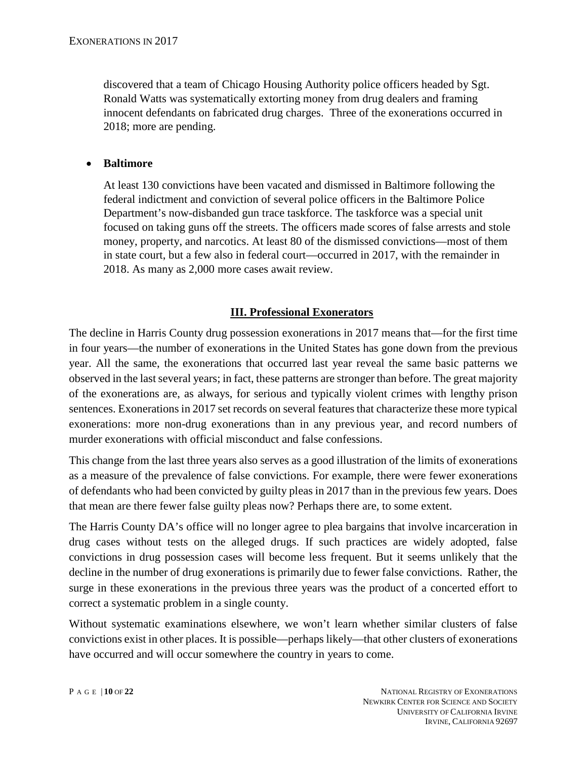discovered that a team of Chicago Housing Authority police officers headed by Sgt. Ronald Watts was systematically extorting money from drug dealers and framing innocent defendants on fabricated drug charges. Three of the exonerations occurred in 2018; more are pending.

- **Baltimore**

  At least 130 convictions have been vacated and dismissed in Baltimore following the federal indictment and conviction of several police officers in the Baltimore Police Department's now-disbanded gun trace taskforce. The taskforce was a special unit focused on taking guns off the streets. The officers made scores of false arrests and stole money, property, and narcotics. At least 80 of the dismissed convictions—most of them in state court, but a few also in federal court—occurred in 2017, with the remainder in 2018. As many as 2,000 more cases await review.

## III. Professional Exonerators

The decline in Harris County drug possession exonerations in 2017 means that—for the first time in four years—the number of exonerations in the United States has gone down from the previous year. All the same, the exonerations that occurred last year reveal the same basic patterns we observed in the last several years; in fact, these patterns are stronger than before. The great majority of the exonerations are, as always, for serious and typically violent crimes with lengthy prison sentences. Exonerations in 2017 set records on several features that characterize these more typical exonerations: more non-drug exonerations than in any previous year, and record numbers of murder exonerations with official misconduct and false confessions.

This change from the last three years also serves as a good illustration of the limits of exonerations as a measure of the prevalence of false convictions. For example, there were fewer exonerations of defendants who had been convicted by guilty pleas in 2017 than in the previous few years. Does that mean are there fewer false guilty pleas now? Perhaps there are, to some extent.

The Harris County DA's office will no longer agree to plea bargains that involve incarceration in drug cases without tests on the alleged drugs. If such practices are widely adopted, false convictions in drug possession cases will become less frequent. But it seems unlikely that the decline in the number of drug exonerations is primarily due to fewer false convictions. Rather, the surge in these exonerations in the previous three years was the product of a concerted effort to correct a systematic problem in a single county.

Without systematic examinations elsewhere, we won't learn whether similar clusters of false convictions exist in other places. It is possible—perhaps likely—that other clusters of exonerations have occurred and will occur somewhere the country in years to come.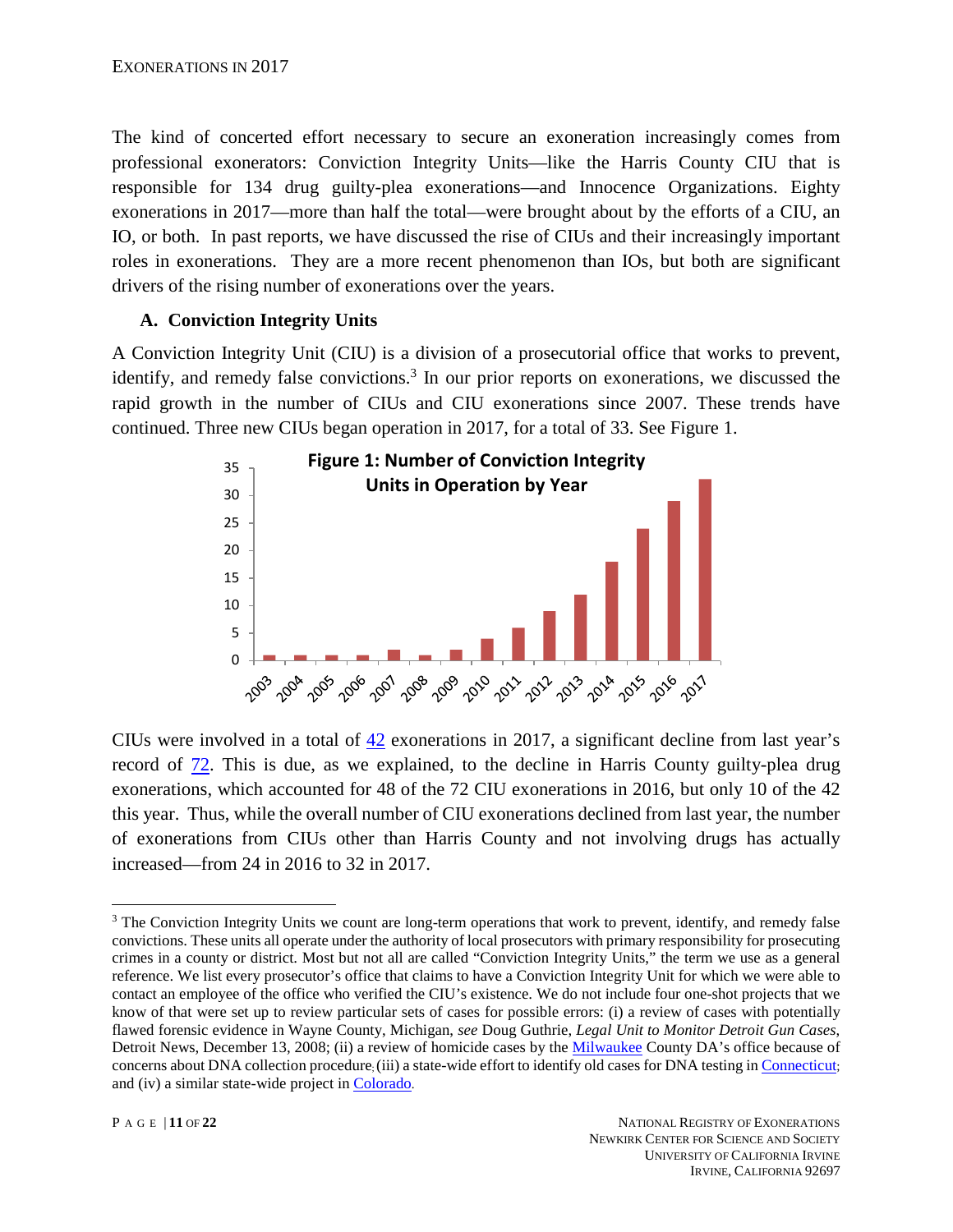The kind of concerted effort necessary to secure an exoneration increasingly comes from professional exonerators: Conviction Integrity Units—like the Harris County CIU that is responsible for 134 drug guilty-plea exonerations—and Innocence Organizations. Eighty exonerations in 2017—more than half the total—were brought about by the efforts of a CIU, an IO, or both. In past reports, we have discussed the rise of CIUs and their increasingly important roles in exonerations. They are a more recent phenomenon than IOs, but both are significant drivers of the rising number of exonerations over the years.

### A. Conviction Integrity Units

A Conviction Integrity Unit (CIU) is a division of a prosecutorial office that works to prevent, identify, and remedy false convictions.[3] In our prior reports on exonerations, we discussed the rapid growth in the number of CIUs and CIU exonerations since 2007. These trends have continued. Three new CIUs began operation in 2017, for a total of 33. See Figure 1.

**Figure 1: Number of Conviction Integrity Units in Operation by Year**

| Year | Number of CIUs |
|---|---|
| 2003 | 1 |
| 2004 | 1 |
| 2005 | 1 |
| 2006 | 1 |
| 2007 | 2 |
| 2008 | 1 |
| 2009 | 2 |
| 2010 | 4 |
| 2011 | 6 |
| 2012 | 9 |
| 2013 | 12 |
| 2014 | 18 |
| 2015 | 24 |
| 2016 | 29 |
| 2017 | 33 |

CIUs were involved in a total of 42 exonerations in 2017, a significant decline from last year's record of 72. This is due, as we explained, to the decline in Harris County guilty-plea drug exonerations, which accounted for 48 of the 72 CIU exonerations in 2016, but only 10 of the 42 this year. Thus, while the overall number of CIU exonerations declined from last year, the number of exonerations from CIUs other than Harris County and not involving drugs has actually increased—from 24 in 2016 to 32 in 2017.

---

[3] The Conviction Integrity Units we count are long-term operations that work to prevent, identify, and remedy false convictions. These units all operate under the authority of local prosecutors with primary responsibility for prosecuting crimes in a county or district. Most but not all are called "Conviction Integrity Units," the term we use as a general reference. We list every prosecutor's office that claims to have a Conviction Integrity Unit for which we were able to contact an employee of the office who verified the CIU's existence. We do not include four one-shot projects that we know of that were set up to review particular sets of cases for possible errors: (i) a review of cases with potentially flawed forensic evidence in Wayne County, Michigan, *see* Doug Guthrie, *Legal Unit to Monitor Detroit Gun Cases*, Detroit News, December 13, 2008; (ii) a review of homicide cases by the Milwaukee County DA's office because of concerns about DNA collection procedure; (iii) a state-wide effort to identify old cases for DNA testing in Connecticut; and (iv) a similar state-wide project in Colorado.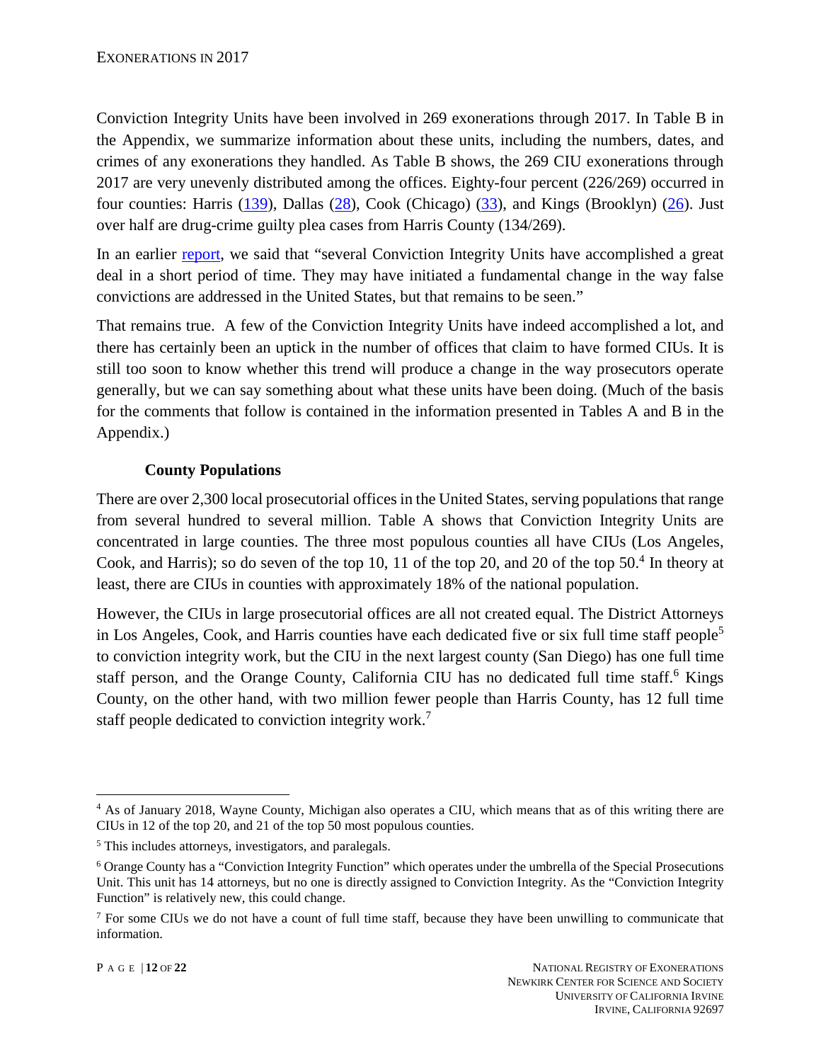Conviction Integrity Units have been involved in 269 exonerations through 2017. In Table B in the Appendix, we summarize information about these units, including the numbers, dates, and crimes of any exonerations they handled. As Table B shows, the 269 CIU exonerations through 2017 are very unevenly distributed among the offices. Eighty-four percent (226/269) occurred in four counties: Harris (139), Dallas (28), Cook (Chicago) (33), and Kings (Brooklyn) (26). Just over half are drug-crime guilty plea cases from Harris County (134/269).

In an earlier report, we said that "several Conviction Integrity Units have accomplished a great deal in a short period of time. They may have initiated a fundamental change in the way false convictions are addressed in the United States, but that remains to be seen."

That remains true. A few of the Conviction Integrity Units have indeed accomplished a lot, and there has certainly been an uptick in the number of offices that claim to have formed CIUs. It is still too soon to know whether this trend will produce a change in the way prosecutors operate generally, but we can say something about what these units have been doing. (Much of the basis for the comments that follow is contained in the information presented in Tables A and B in the Appendix.)

### County Populations

There are over 2,300 local prosecutorial offices in the United States, serving populations that range from several hundred to several million. Table A shows that Conviction Integrity Units are concentrated in large counties. The three most populous counties all have CIUs (Los Angeles, Cook, and Harris); so do seven of the top 10, 11 of the top 20, and 20 of the top 50.[4] In theory at least, there are CIUs in counties with approximately 18% of the national population.

However, the CIUs in large prosecutorial offices are all not created equal. The District Attorneys in Los Angeles, Cook, and Harris counties have each dedicated five or six full time staff people[5] to conviction integrity work, but the CIU in the next largest county (San Diego) has one full time staff person, and the Orange County, California CIU has no dedicated full time staff.[6] Kings County, on the other hand, with two million fewer people than Harris County, has 12 full time staff people dedicated to conviction integrity work.[7]

---

[4] As of January 2018, Wayne County, Michigan also operates a CIU, which means that as of this writing there are CIUs in 12 of the top 20, and 21 of the top 50 most populous counties.

[5] This includes attorneys, investigators, and paralegals.

[6] Orange County has a "Conviction Integrity Function" which operates under the umbrella of the Special Prosecutions Unit. This unit has 14 attorneys, but no one is directly assigned to Conviction Integrity. As the "Conviction Integrity Function" is relatively new, this could change.

[7] For some CIUs we do not have a count of full time staff, because they have been unwilling to communicate that information.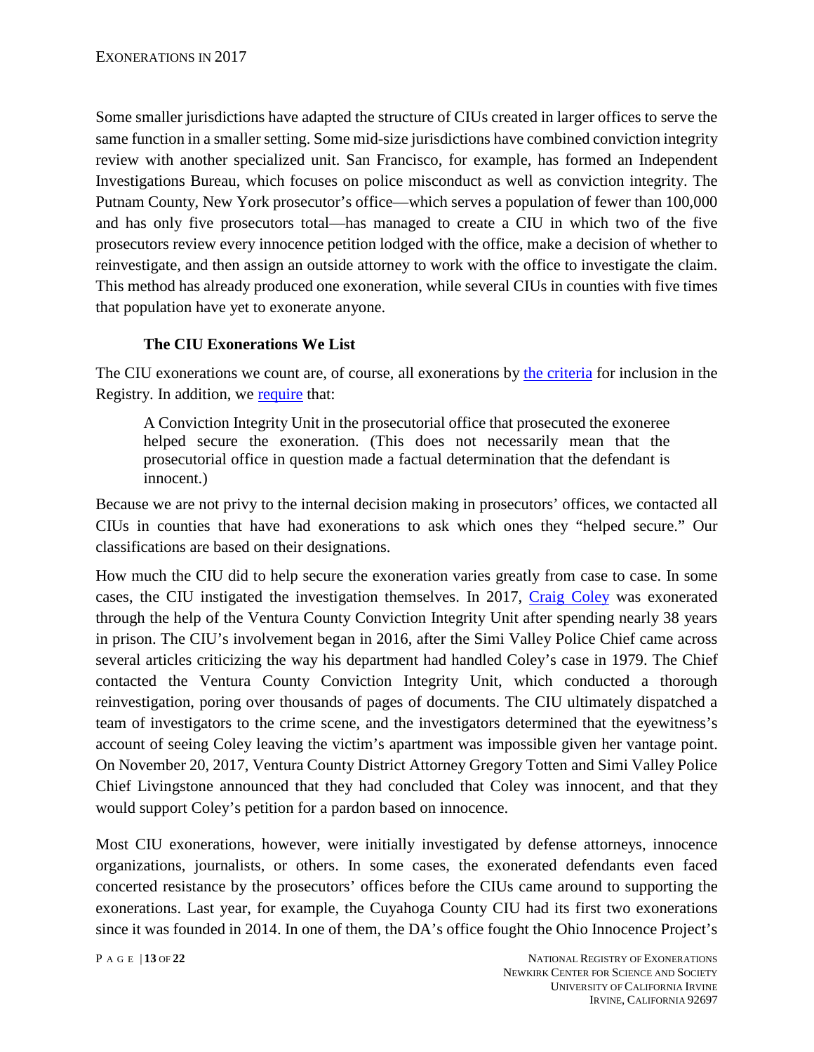Some smaller jurisdictions have adapted the structure of CIUs created in larger offices to serve the same function in a smaller setting. Some mid-size jurisdictions have combined conviction integrity review with another specialized unit. San Francisco, for example, has formed an Independent Investigations Bureau, which focuses on police misconduct as well as conviction integrity. The Putnam County, New York prosecutor's office—which serves a population of fewer than 100,000 and has only five prosecutors total—has managed to create a CIU in which two of the five prosecutors review every innocence petition lodged with the office, make a decision of whether to reinvestigate, and then assign an outside attorney to work with the office to investigate the claim. This method has already produced one exoneration, while several CIUs in counties with five times that population have yet to exonerate anyone.

### The CIU Exonerations We List

The CIU exonerations we count are, of course, all exonerations by the criteria for inclusion in the Registry. In addition, we require that:

> A Conviction Integrity Unit in the prosecutorial office that prosecuted the exoneree helped secure the exoneration. (This does not necessarily mean that the prosecutorial office in question made a factual determination that the defendant is innocent.)

Because we are not privy to the internal decision making in prosecutors' offices, we contacted all CIUs in counties that have had exonerations to ask which ones they "helped secure." Our classifications are based on their designations.

How much the CIU did to help secure the exoneration varies greatly from case to case. In some cases, the CIU instigated the investigation themselves. In 2017, Craig Coley was exonerated through the help of the Ventura County Conviction Integrity Unit after spending nearly 38 years in prison. The CIU's involvement began in 2016, after the Simi Valley Police Chief came across several articles criticizing the way his department had handled Coley's case in 1979. The Chief contacted the Ventura County Conviction Integrity Unit, which conducted a thorough reinvestigation, poring over thousands of pages of documents. The CIU ultimately dispatched a team of investigators to the crime scene, and the investigators determined that the eyewitness's account of seeing Coley leaving the victim's apartment was impossible given her vantage point. On November 20, 2017, Ventura County District Attorney Gregory Totten and Simi Valley Police Chief Livingstone announced that they had concluded that Coley was innocent, and that they would support Coley's petition for a pardon based on innocence.

Most CIU exonerations, however, were initially investigated by defense attorneys, innocence organizations, journalists, or others. In some cases, the exonerated defendants even faced concerted resistance by the prosecutors' offices before the CIUs came around to supporting the exonerations. Last year, for example, the Cuyahoga County CIU had its first two exonerations since it was founded in 2014. In one of them, the DA's office fought the Ohio Innocence Project's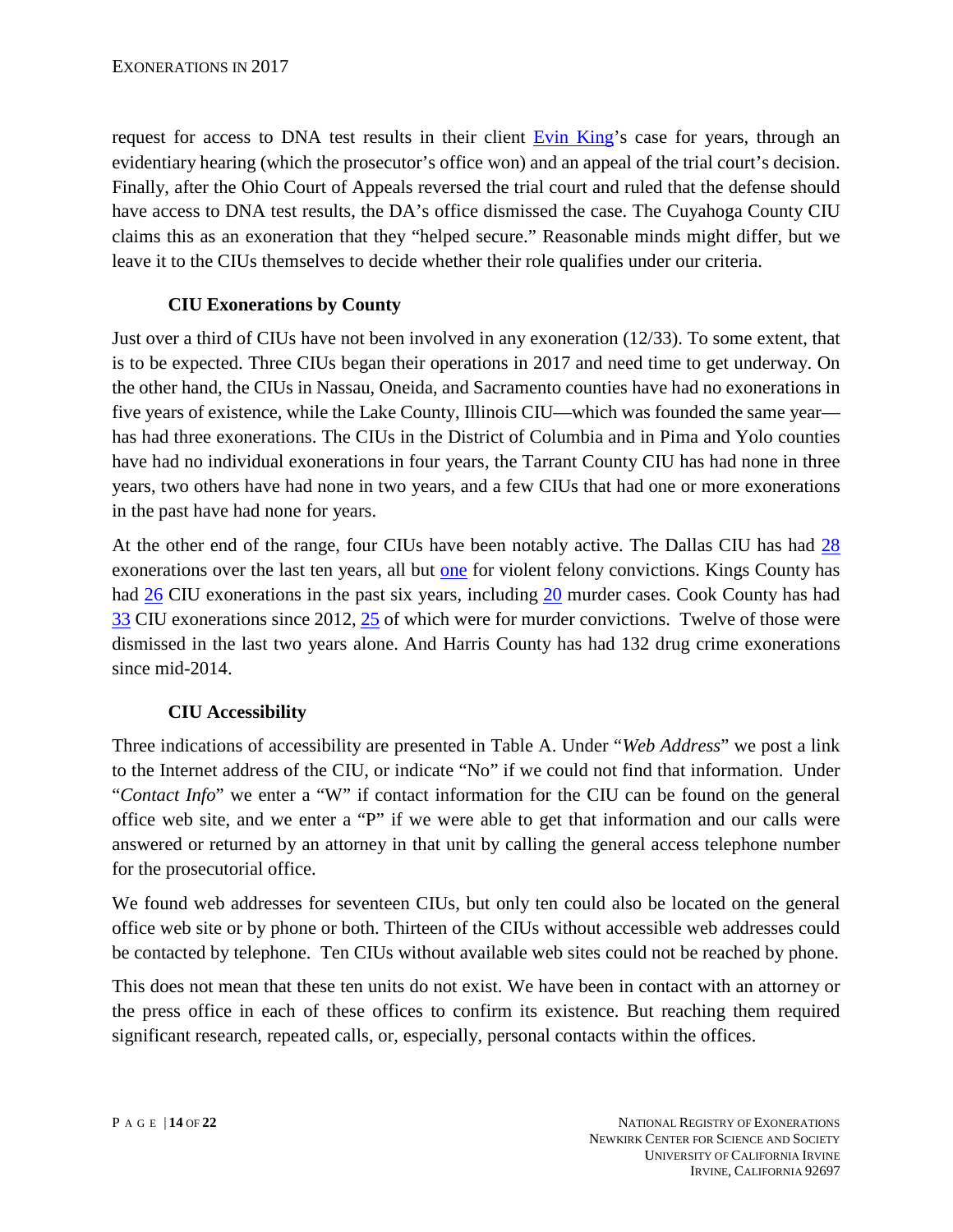request for access to DNA test results in their client Evin King's case for years, through an evidentiary hearing (which the prosecutor's office won) and an appeal of the trial court's decision. Finally, after the Ohio Court of Appeals reversed the trial court and ruled that the defense should have access to DNA test results, the DA's office dismissed the case. The Cuyahoga County CIU claims this as an exoneration that they "helped secure." Reasonable minds might differ, but we leave it to the CIUs themselves to decide whether their role qualifies under our criteria.

### CIU Exonerations by County

Just over a third of CIUs have not been involved in any exoneration (12/33). To some extent, that is to be expected. Three CIUs began their operations in 2017 and need time to get underway. On the other hand, the CIUs in Nassau, Oneida, and Sacramento counties have had no exonerations in five years of existence, while the Lake County, Illinois CIU—which was founded the same year—has had three exonerations. The CIUs in the District of Columbia and in Pima and Yolo counties have had no individual exonerations in four years, the Tarrant County CIU has had none in three years, two others have had none in two years, and a few CIUs that had one or more exonerations in the past have had none for years.

At the other end of the range, four CIUs have been notably active. The Dallas CIU has had 28 exonerations over the last ten years, all but one for violent felony convictions. Kings County has had 26 CIU exonerations in the past six years, including 20 murder cases. Cook County has had 33 CIU exonerations since 2012, 25 of which were for murder convictions. Twelve of those were dismissed in the last two years alone. And Harris County has had 132 drug crime exonerations since mid-2014.

### CIU Accessibility

Three indications of accessibility are presented in Table A. Under "*Web Address*" we post a link to the Internet address of the CIU, or indicate "No" if we could not find that information. Under "*Contact Info*" we enter a "W" if contact information for the CIU can be found on the general office web site, and we enter a "P" if we were able to get that information and our calls were answered or returned by an attorney in that unit by calling the general access telephone number for the prosecutorial office.

We found web addresses for seventeen CIUs, but only ten could also be located on the general office web site or by phone or both. Thirteen of the CIUs without accessible web addresses could be contacted by telephone. Ten CIUs without available web sites could not be reached by phone.

This does not mean that these ten units do not exist. We have been in contact with an attorney or the press office in each of these offices to confirm its existence. But reaching them required significant research, repeated calls, or, especially, personal contacts within the offices.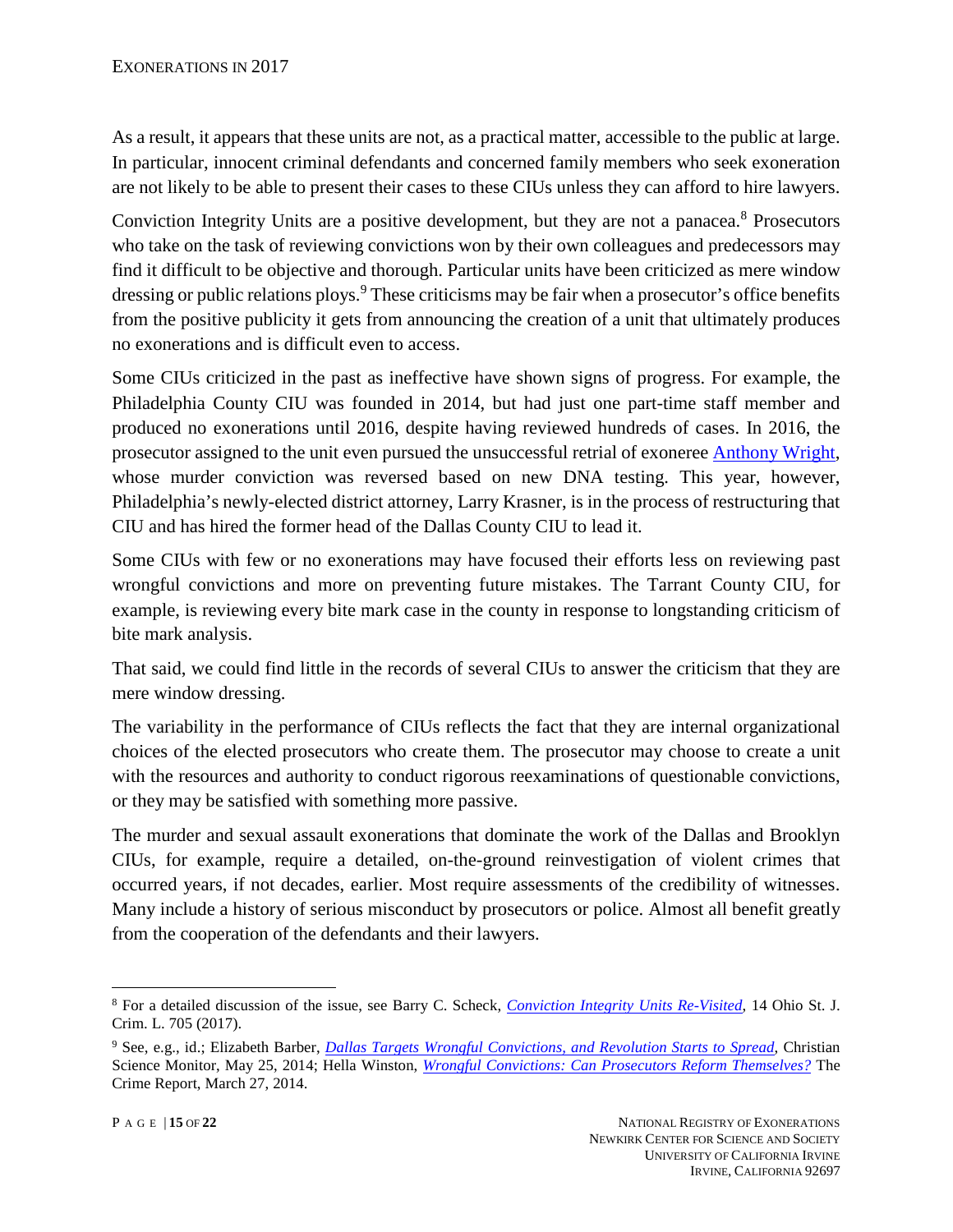As a result, it appears that these units are not, as a practical matter, accessible to the public at large. In particular, innocent criminal defendants and concerned family members who seek exoneration are not likely to be able to present their cases to these CIUs unless they can afford to hire lawyers.

Conviction Integrity Units are a positive development, but they are not a panacea.[8] Prosecutors who take on the task of reviewing convictions won by their own colleagues and predecessors may find it difficult to be objective and thorough. Particular units have been criticized as mere window dressing or public relations ploys.[9] These criticisms may be fair when a prosecutor's office benefits from the positive publicity it gets from announcing the creation of a unit that ultimately produces no exonerations and is difficult even to access.

Some CIUs criticized in the past as ineffective have shown signs of progress. For example, the Philadelphia County CIU was founded in 2014, but had just one part-time staff member and produced no exonerations until 2016, despite having reviewed hundreds of cases. In 2016, the prosecutor assigned to the unit even pursued the unsuccessful retrial of exoneree Anthony Wright, whose murder conviction was reversed based on new DNA testing. This year, however, Philadelphia's newly-elected district attorney, Larry Krasner, is in the process of restructuring that CIU and has hired the former head of the Dallas County CIU to lead it.

Some CIUs with few or no exonerations may have focused their efforts less on reviewing past wrongful convictions and more on preventing future mistakes. The Tarrant County CIU, for example, is reviewing every bite mark case in the county in response to longstanding criticism of bite mark analysis.

That said, we could find little in the records of several CIUs to answer the criticism that they are mere window dressing.

The variability in the performance of CIUs reflects the fact that they are internal organizational choices of the elected prosecutors who create them. The prosecutor may choose to create a unit with the resources and authority to conduct rigorous reexaminations of questionable convictions, or they may be satisfied with something more passive.

The murder and sexual assault exonerations that dominate the work of the Dallas and Brooklyn CIUs, for example, require a detailed, on-the-ground reinvestigation of violent crimes that occurred years, if not decades, earlier. Most require assessments of the credibility of witnesses. Many include a history of serious misconduct by prosecutors or police. Almost all benefit greatly from the cooperation of the defendants and their lawyers.

---

[8] For a detailed discussion of the issue, see Barry C. Scheck, *Conviction Integrity Units Re-Visited*, 14 Ohio St. J. Crim. L. 705 (2017).

[9] See, e.g., id.; Elizabeth Barber, *Dallas Targets Wrongful Convictions, and Revolution Starts to Spread*, Christian Science Monitor, May 25, 2014; Hella Winston, *Wrongful Convictions: Can Prosecutors Reform Themselves?* The Crime Report, March 27, 2014.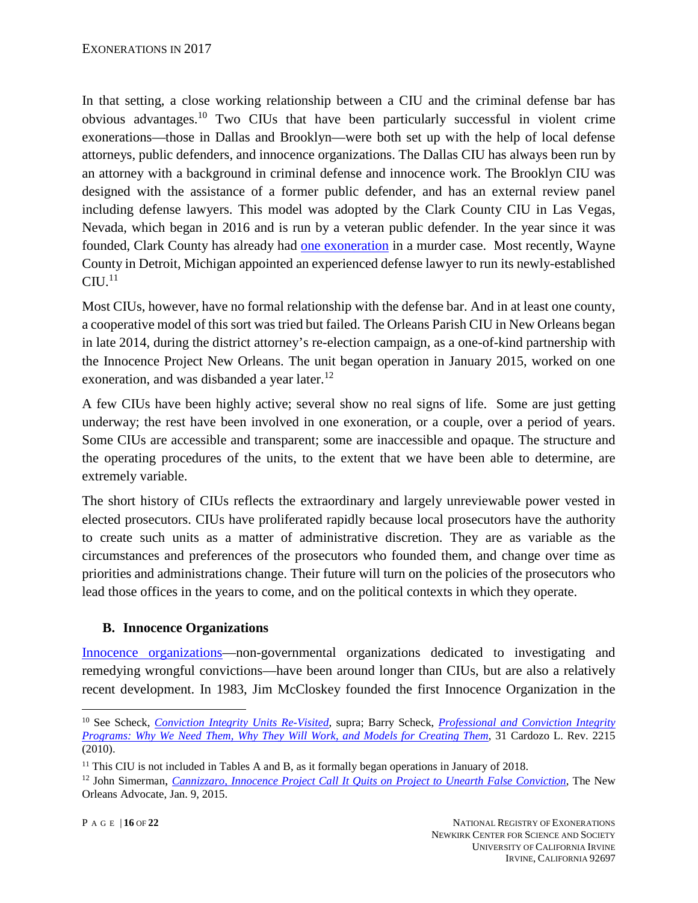In that setting, a close working relationship between a CIU and the criminal defense bar has obvious advantages.[10] Two CIUs that have been particularly successful in violent crime exonerations—those in Dallas and Brooklyn—were both set up with the help of local defense attorneys, public defenders, and innocence organizations. The Dallas CIU has always been run by an attorney with a background in criminal defense and innocence work. The Brooklyn CIU was designed with the assistance of a former public defender, and has an external review panel including defense lawyers. This model was adopted by the Clark County CIU in Las Vegas, Nevada, which began in 2016 and is run by a veteran public defender. In the year since it was founded, Clark County has already had one exoneration in a murder case. Most recently, Wayne County in Detroit, Michigan appointed an experienced defense lawyer to run its newly-established CIU.[11]

Most CIUs, however, have no formal relationship with the defense bar. And in at least one county, a cooperative model of this sort was tried but failed. The Orleans Parish CIU in New Orleans began in late 2014, during the district attorney's re-election campaign, as a one-of-kind partnership with the Innocence Project New Orleans. The unit began operation in January 2015, worked on one exoneration, and was disbanded a year later.[12]

A few CIUs have been highly active; several show no real signs of life. Some are just getting underway; the rest have been involved in one exoneration, or a couple, over a period of years. Some CIUs are accessible and transparent; some are inaccessible and opaque. The structure and the operating procedures of the units, to the extent that we have been able to determine, are extremely variable.

The short history of CIUs reflects the extraordinary and largely unreviewable power vested in elected prosecutors. CIUs have proliferated rapidly because local prosecutors have the authority to create such units as a matter of administrative discretion. They are as variable as the circumstances and preferences of the prosecutors who founded them, and change over time as priorities and administrations change. Their future will turn on the policies of the prosecutors who lead those offices in the years to come, and on the political contexts in which they operate.

### B. Innocence Organizations

Innocence organizations—non-governmental organizations dedicated to investigating and remedying wrongful convictions—have been around longer than CIUs, but are also a relatively recent development. In 1983, Jim McCloskey founded the first Innocence Organization in the

---

[10] See Scheck, *Conviction Integrity Units Re-Visited*, supra; Barry Scheck, *Professional and Conviction Integrity Programs: Why We Need Them, Why They Will Work, and Models for Creating Them*, 31 Cardozo L. Rev. 2215 (2010).

[11] This CIU is not included in Tables A and B, as it formally began operations in January of 2018.

[12] John Simerman, *Cannizzaro, Innocence Project Call It Quits on Project to Unearth False Conviction*, The New Orleans Advocate, Jan. 9, 2015.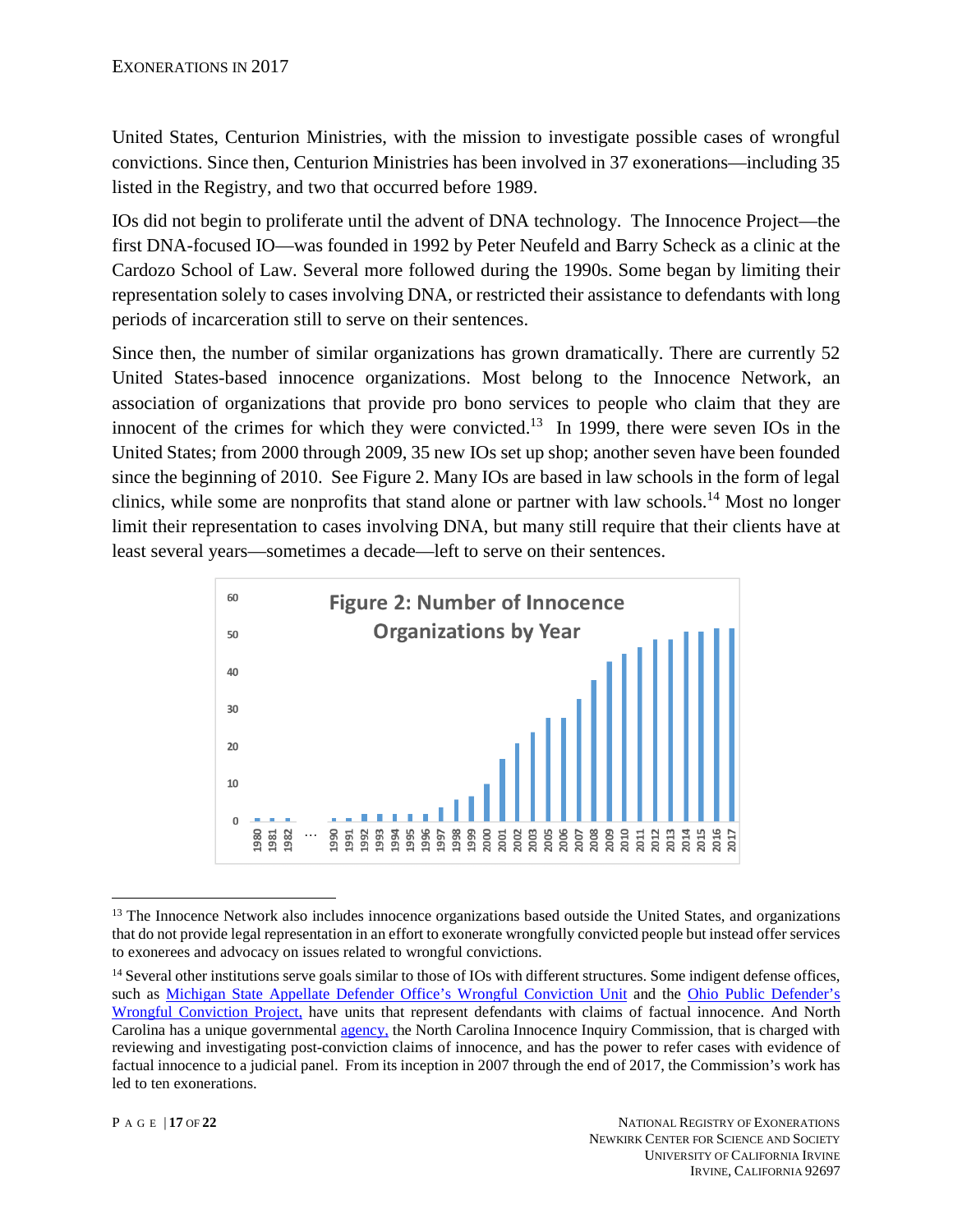United States, Centurion Ministries, with the mission to investigate possible cases of wrongful convictions. Since then, Centurion Ministries has been involved in 37 exonerations—including 35 listed in the Registry, and two that occurred before 1989.

IOs did not begin to proliferate until the advent of DNA technology. The Innocence Project—the first DNA-focused IO—was founded in 1992 by Peter Neufeld and Barry Scheck as a clinic at the Cardozo School of Law. Several more followed during the 1990s. Some began by limiting their representation solely to cases involving DNA, or restricted their assistance to defendants with long periods of incarceration still to serve on their sentences.

Since then, the number of similar organizations has grown dramatically. There are currently 52 United States-based innocence organizations. Most belong to the Innocence Network, an association of organizations that provide pro bono services to people who claim that they are innocent of the crimes for which they were convicted.[13] In 1999, there were seven IOs in the United States; from 2000 through 2009, 35 new IOs set up shop; another seven have been founded since the beginning of 2010. See Figure 2. Many IOs are based in law schools in the form of legal clinics, while some are nonprofits that stand alone or partner with law schools.[14] Most no longer limit their representation to cases involving DNA, but many still require that their clients have at least several years—sometimes a decade—left to serve on their sentences.

Figure 2: Number of Innocence Organizations by Year

---

[13] The Innocence Network also includes innocence organizations based outside the United States, and organizations that do not provide legal representation in an effort to exonerate wrongfully convicted people but instead offer services to exonerees and advocacy on issues related to wrongful convictions.

[14] Several other institutions serve goals similar to those of IOs with different structures. Some indigent defense offices, such as Michigan State Appellate Defender Office's Wrongful Conviction Unit and the Ohio Public Defender's Wrongful Conviction Project, have units that represent defendants with claims of factual innocence. And North Carolina has a unique governmental agency, the North Carolina Innocence Inquiry Commission, that is charged with reviewing and investigating post-conviction claims of innocence, and has the power to refer cases with evidence of factual innocence to a judicial panel. From its inception in 2007 through the end of 2017, the Commission's work has led to ten exonerations.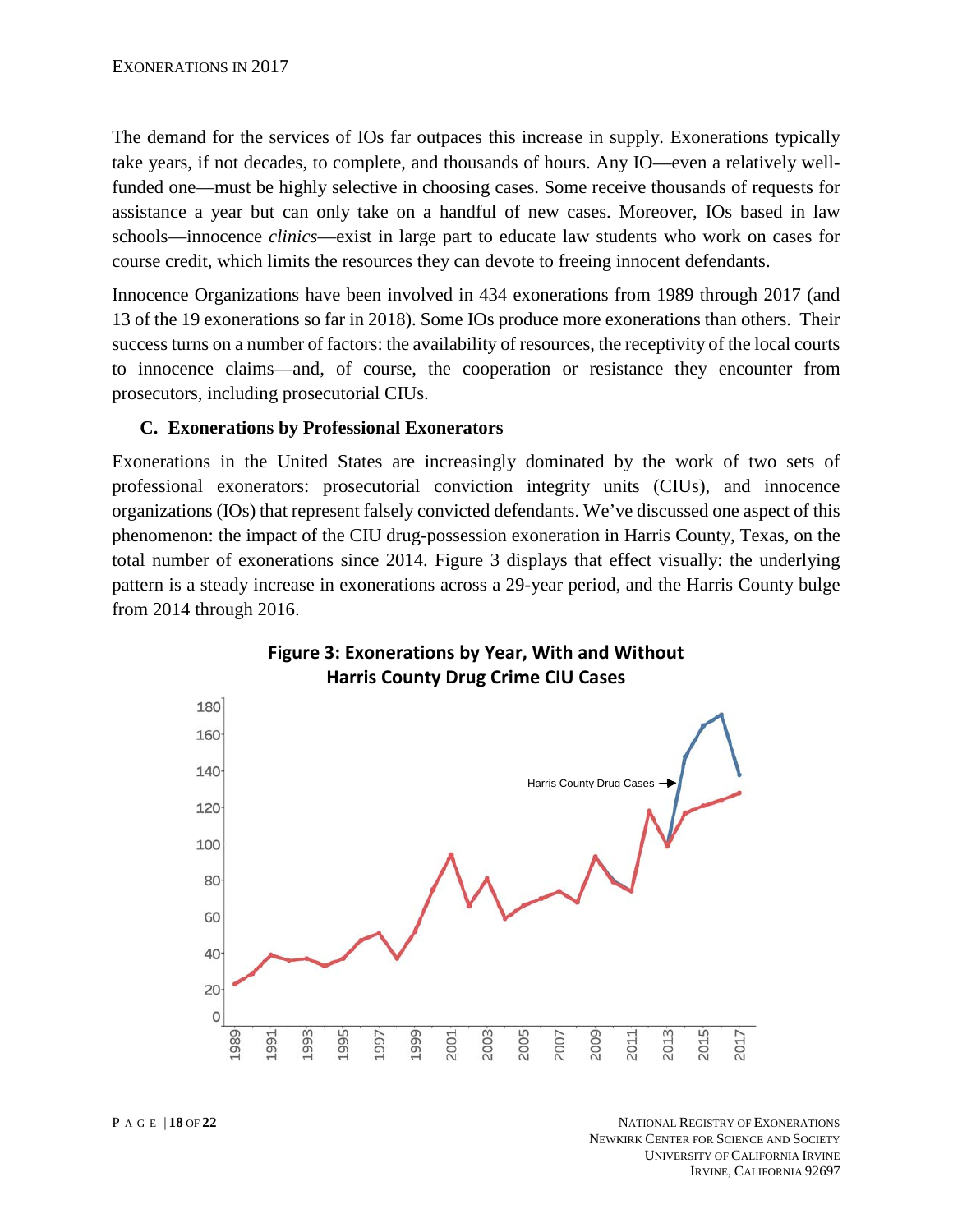The demand for the services of IOs far outpaces this increase in supply. Exonerations typically take years, if not decades, to complete, and thousands of hours. Any IO—even a relatively well-funded one—must be highly selective in choosing cases. Some receive thousands of requests for assistance a year but can only take on a handful of new cases. Moreover, IOs based in law schools—innocence *clinics*—exist in large part to educate law students who work on cases for course credit, which limits the resources they can devote to freeing innocent defendants.

Innocence Organizations have been involved in 434 exonerations from 1989 through 2017 (and 13 of the 19 exonerations so far in 2018). Some IOs produce more exonerations than others. Their success turns on a number of factors: the availability of resources, the receptivity of the local courts to innocence claims—and, of course, the cooperation or resistance they encounter from prosecutors, including prosecutorial CIUs.

### C. Exonerations by Professional Exonerators

Exonerations in the United States are increasingly dominated by the work of two sets of professional exonerators: prosecutorial conviction integrity units (CIUs), and innocence organizations (IOs) that represent falsely convicted defendants. We've discussed one aspect of this phenomenon: the impact of the CIU drug-possession exoneration in Harris County, Texas, on the total number of exonerations since 2014. Figure 3 displays that effect visually: the underlying pattern is a steady increase in exonerations across a 29-year period, and the Harris County bulge from 2014 through 2016.

**Figure 3: Exonerations by Year, With and Without Harris County Drug Crime CIU Cases**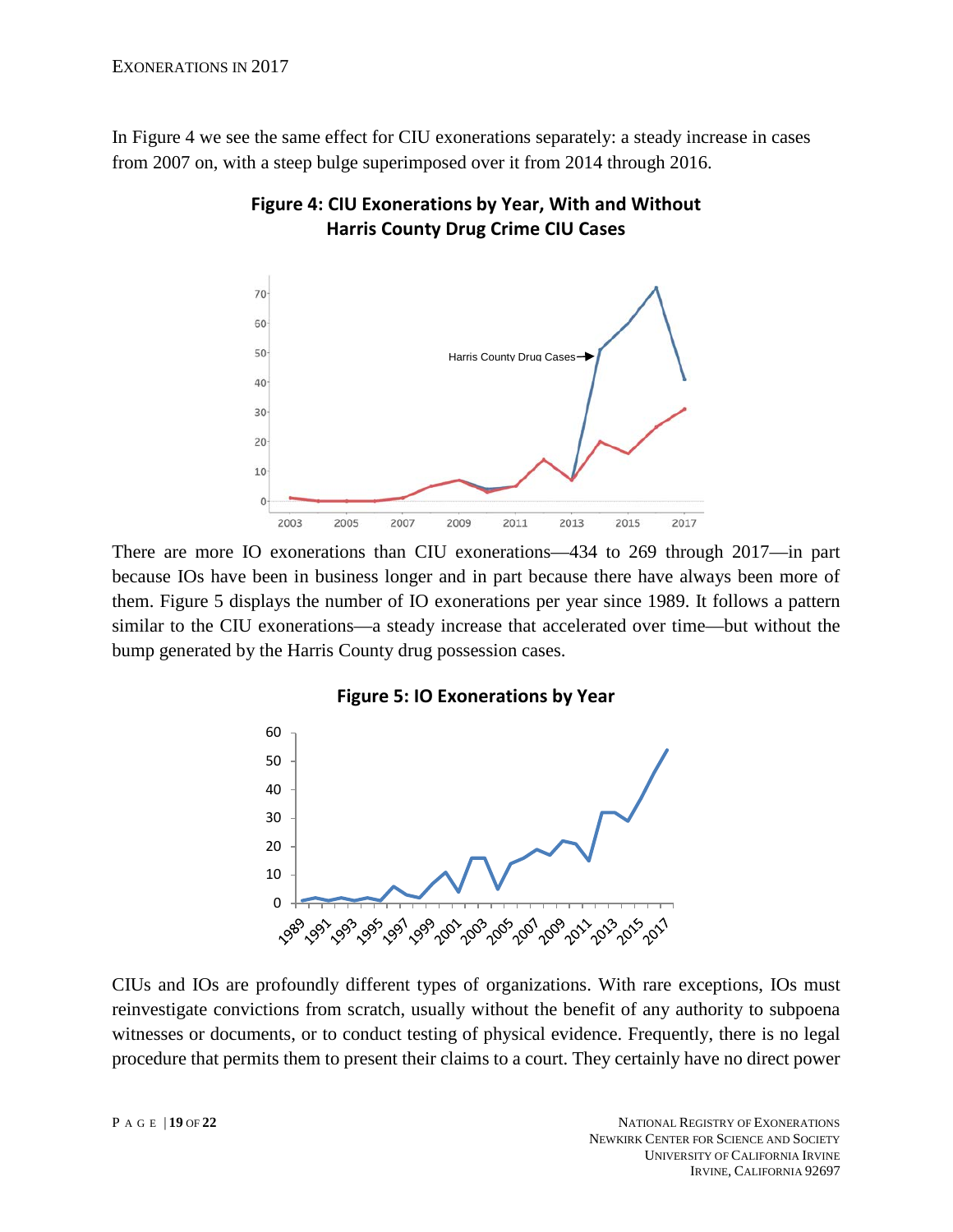In Figure 4 we see the same effect for CIU exonerations separately: a steady increase in cases from 2007 on, with a steep bulge superimposed over it from 2014 through 2016.

**Figure 4: CIU Exonerations by Year, With and Without Harris County Drug Crime CIU Cases**

There are more IO exonerations than CIU exonerations—434 to 269 through 2017—in part because IOs have been in business longer and in part because there have always been more of them. Figure 5 displays the number of IO exonerations per year since 1989. It follows a pattern similar to the CIU exonerations—a steady increase that accelerated over time—but without the bump generated by the Harris County drug possession cases.

**Figure 5: IO Exonerations by Year**

CIUs and IOs are profoundly different types of organizations. With rare exceptions, IOs must reinvestigate convictions from scratch, usually without the benefit of any authority to subpoena witnesses or documents, or to conduct testing of physical evidence. Frequently, there is no legal procedure that permits them to present their claims to a court. They certainly have no direct power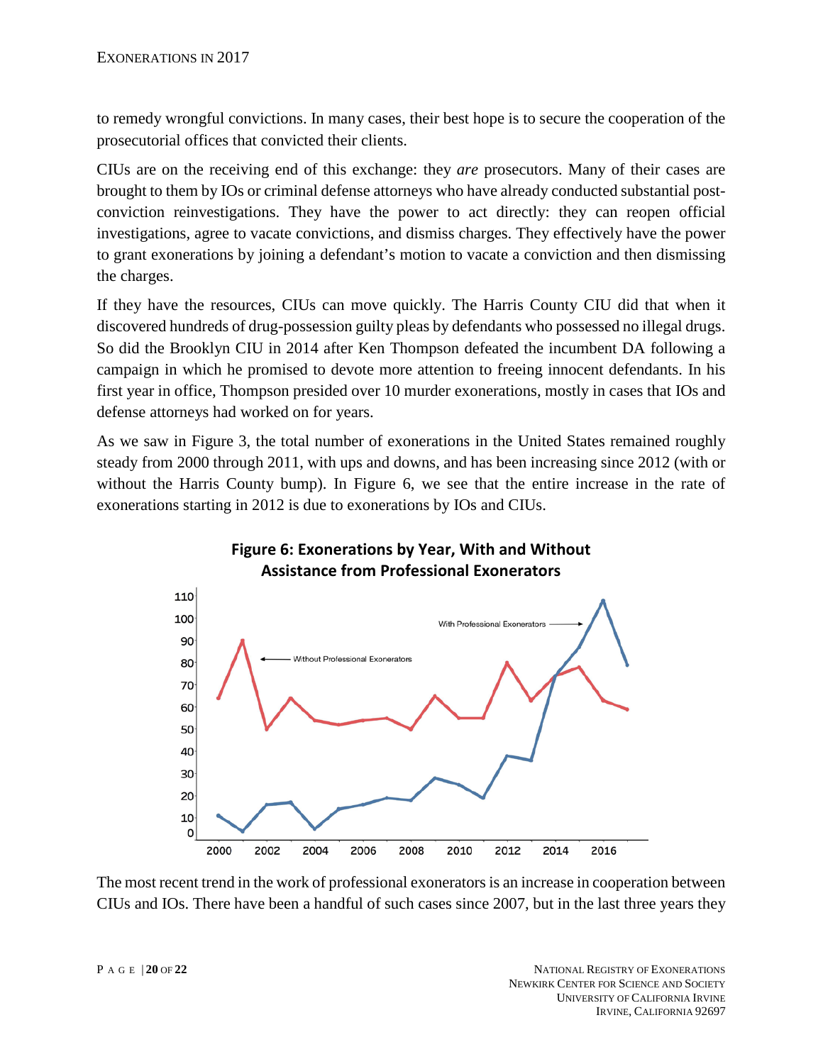to remedy wrongful convictions. In many cases, their best hope is to secure the cooperation of the prosecutorial offices that convicted their clients.

CIUs are on the receiving end of this exchange: they *are* prosecutors. Many of their cases are brought to them by IOs or criminal defense attorneys who have already conducted substantial post-conviction reinvestigations. They have the power to act directly: they can reopen official investigations, agree to vacate convictions, and dismiss charges. They effectively have the power to grant exonerations by joining a defendant's motion to vacate a conviction and then dismissing the charges.

If they have the resources, CIUs can move quickly. The Harris County CIU did that when it discovered hundreds of drug-possession guilty pleas by defendants who possessed no illegal drugs. So did the Brooklyn CIU in 2014 after Ken Thompson defeated the incumbent DA following a campaign in which he promised to devote more attention to freeing innocent defendants. In his first year in office, Thompson presided over 10 murder exonerations, mostly in cases that IOs and defense attorneys had worked on for years.

As we saw in Figure 3, the total number of exonerations in the United States remained roughly steady from 2000 through 2011, with ups and downs, and has been increasing since 2012 (with or without the Harris County bump). In Figure 6, we see that the entire increase in the rate of exonerations starting in 2012 is due to exonerations by IOs and CIUs.

**Figure 6: Exonerations by Year, With and Without Assistance from Professional Exonerators**

The most recent trend in the work of professional exonerators is an increase in cooperation between CIUs and IOs. There have been a handful of such cases since 2007, but in the last three years they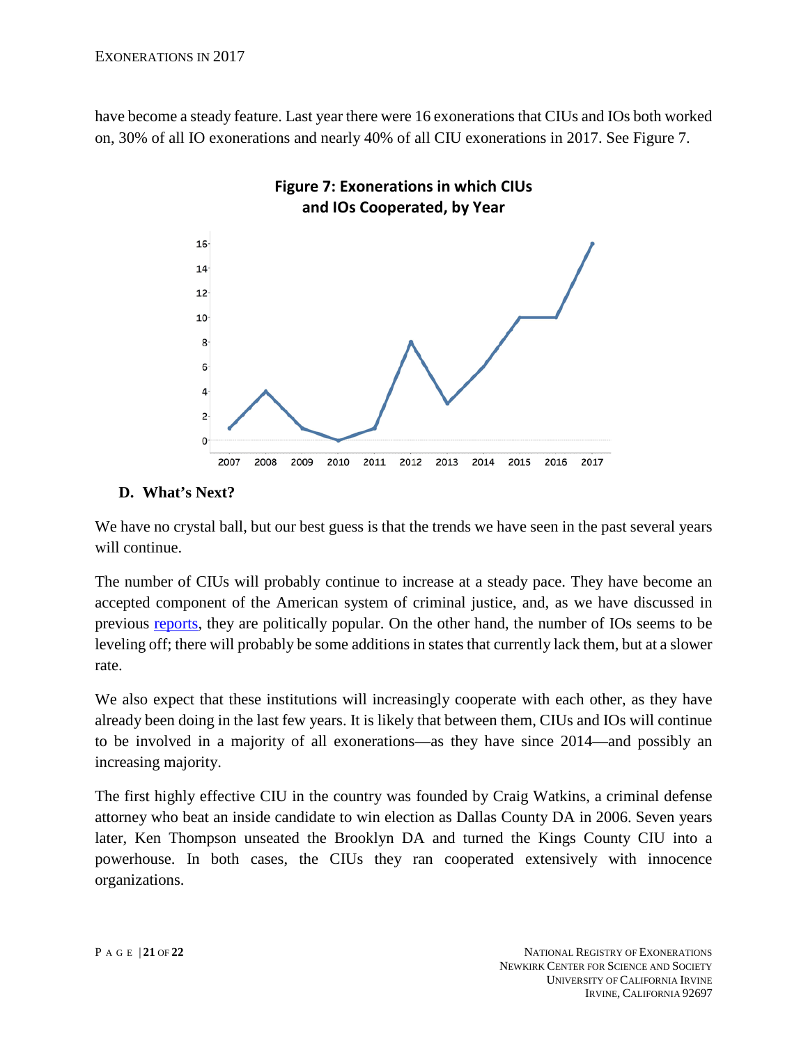have become a steady feature. Last year there were 16 exonerations that CIUs and IOs both worked on, 30% of all IO exonerations and nearly 40% of all CIU exonerations in 2017. See Figure 7.

**Figure 7: Exonerations in which CIUs and IOs Cooperated, by Year**

### D. What's Next?

We have no crystal ball, but our best guess is that the trends we have seen in the past several years will continue.

The number of CIUs will probably continue to increase at a steady pace. They have become an accepted component of the American system of criminal justice, and, as we have discussed in previous reports, they are politically popular. On the other hand, the number of IOs seems to be leveling off; there will probably be some additions in states that currently lack them, but at a slower rate.

We also expect that these institutions will increasingly cooperate with each other, as they have already been doing in the last few years. It is likely that between them, CIUs and IOs will continue to be involved in a majority of all exonerations—as they have since 2014—and possibly an increasing majority.

The first highly effective CIU in the country was founded by Craig Watkins, a criminal defense attorney who beat an inside candidate to win election as Dallas County DA in 2006. Seven years later, Ken Thompson unseated the Brooklyn DA and turned the Kings County CIU into a powerhouse. In both cases, the CIUs they ran cooperated extensively with innocence organizations.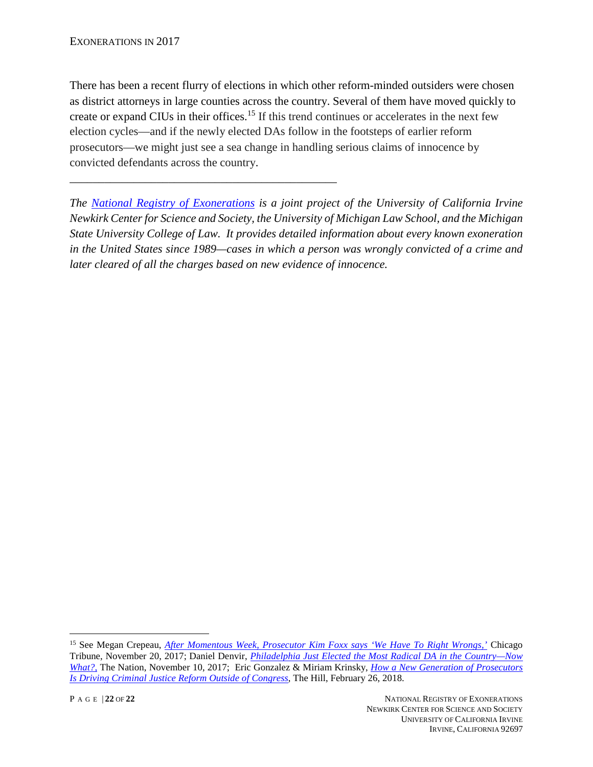There has been a recent flurry of elections in which other reform-minded outsiders were chosen as district attorneys in large counties across the country. Several of them have moved quickly to create or expand CIUs in their offices.[15] If this trend continues or accelerates in the next few election cycles—and if the newly elected DAs follow in the footsteps of earlier reform prosecutors—we might just see a sea change in handling serious claims of innocence by convicted defendants across the country.

---

*The National Registry of Exonerations is a joint project of the University of California Irvine Newkirk Center for Science and Society, the University of Michigan Law School, and the Michigan State University College of Law. It provides detailed information about every known exoneration in the United States since 1989—cases in which a person was wrongly convicted of a crime and later cleared of all the charges based on new evidence of innocence.*

---

[15] See Megan Crepeau, *After Momentous Week, Prosecutor Kim Foxx says 'We Have To Right Wrongs,'* Chicago Tribune, November 20, 2017; Daniel Denvir, *Philadelphia Just Elected the Most Radical DA in the Country—Now What?,* The Nation, November 10, 2017; Eric Gonzalez & Miriam Krinsky, *How a New Generation of Prosecutors Is Driving Criminal Justice Reform Outside of Congress*, The Hill, February 26, 2018.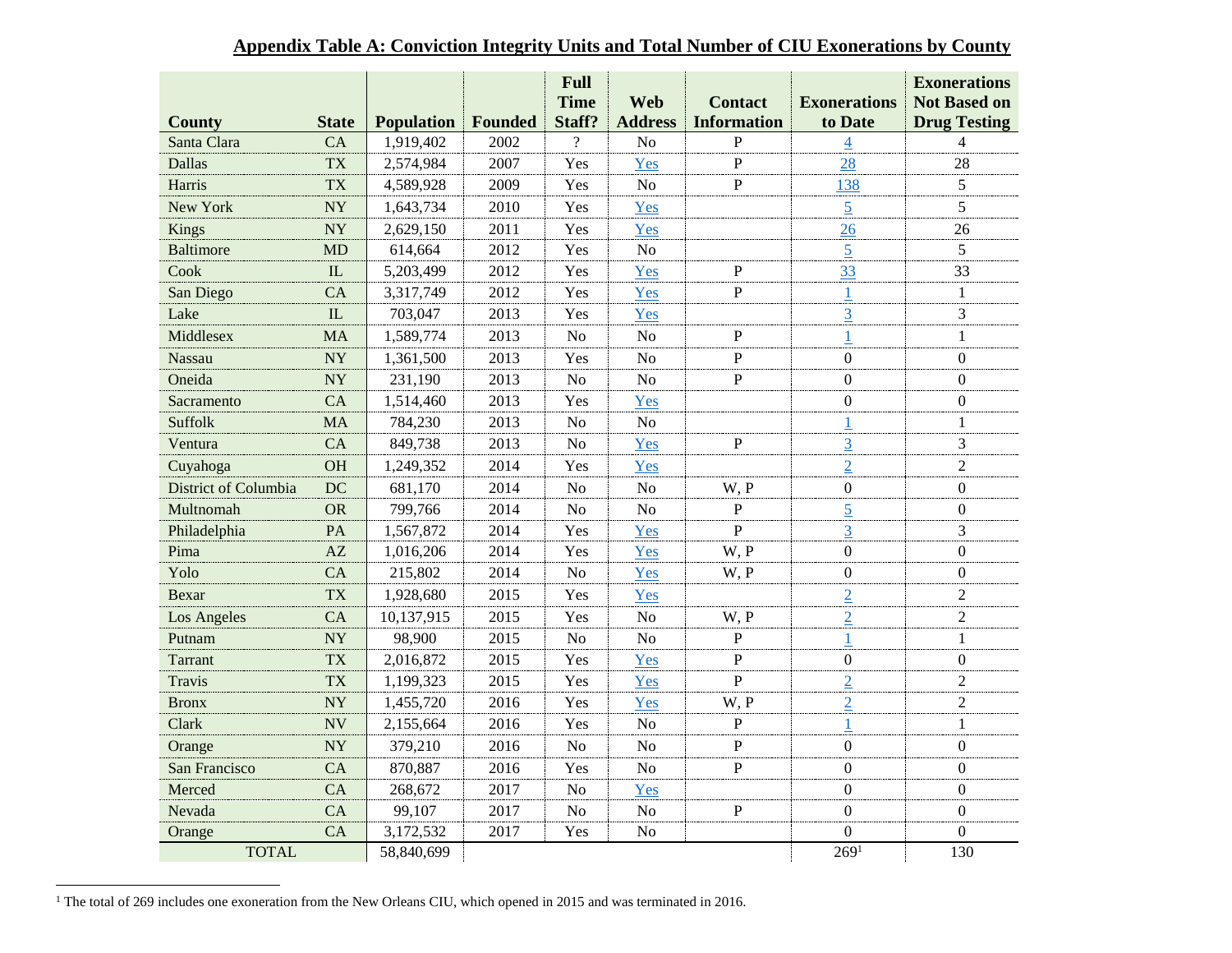**Appendix Table A: Conviction Integrity Units and Total Number of CIU Exonerations by County**

| County | State | Population | Founded | Full Time Staff? | Web Address | Contact Information | Exonerations to Date | Exonerations Not Based on Drug Testing |
|---|---|---|---|---|---|---|---|---|
| Santa Clara | CA | 1,919,402 | 2002 | ? | No | P | 4 | 4 |
| Dallas | TX | 2,574,984 | 2007 | Yes | Yes | P | 28 | 28 |
| Harris | TX | 4,589,928 | 2009 | Yes | No | P | 138 | 5 |
| New York | NY | 1,643,734 | 2010 | Yes | Yes | | 5 | 5 |
| Kings | NY | 2,629,150 | 2011 | Yes | Yes | | 26 | 26 |
| Baltimore | MD | 614,664 | 2012 | Yes | No | | 5 | 5 |
| Cook | IL | 5,203,499 | 2012 | Yes | Yes | P | 33 | 33 |
| San Diego | CA | 3,317,749 | 2012 | Yes | Yes | P | 1 | 1 |
| Lake | IL | 703,047 | 2013 | Yes | Yes | | 3 | 3 |
| Middlesex | MA | 1,589,774 | 2013 | No | No | P | 1 | 1 |
| Nassau | NY | 1,361,500 | 2013 | Yes | No | P | 0 | 0 |
| Oneida | NY | 231,190 | 2013 | No | No | P | 0 | 0 |
| Sacramento | CA | 1,514,460 | 2013 | Yes | Yes | | 0 | 0 |
| Suffolk | MA | 784,230 | 2013 | No | No | | 1 | 1 |
| Ventura | CA | 849,738 | 2013 | No | Yes | P | 3 | 3 |
| Cuyahoga | OH | 1,249,352 | 2014 | Yes | Yes | | 2 | 2 |
| District of Columbia | DC | 681,170 | 2014 | No | No | W, P | 0 | 0 |
| Multnomah | OR | 799,766 | 2014 | No | No | P | 5 | 0 |
| Philadelphia | PA | 1,567,872 | 2014 | Yes | Yes | P | 3 | 3 |
| Pima | AZ | 1,016,206 | 2014 | Yes | Yes | W, P | 0 | 0 |
| Yolo | CA | 215,802 | 2014 | No | Yes | W, P | 0 | 0 |
| Bexar | TX | 1,928,680 | 2015 | Yes | Yes | | 2 | 2 |
| Los Angeles | CA | 10,137,915 | 2015 | Yes | No | W, P | 2 | 2 |
| Putnam | NY | 98,900 | 2015 | No | No | P | 1 | 1 |
| Tarrant | TX | 2,016,872 | 2015 | Yes | Yes | P | 0 | 0 |
| Travis | TX | 1,199,323 | 2015 | Yes | Yes | P | 2 | 2 |
| Bronx | NY | 1,455,720 | 2016 | Yes | Yes | W, P | 2 | 2 |
| Clark | NV | 2,155,664 | 2016 | Yes | No | P | 1 | 1 |
| Orange | NY | 379,210 | 2016 | No | No | P | 0 | 0 |
| San Francisco | CA | 870,887 | 2016 | Yes | No | P | 0 | 0 |
| Merced | CA | 268,672 | 2017 | No | Yes | | 0 | 0 |
| Nevada | CA | 99,107 | 2017 | No | No | P | 0 | 0 |
| Orange | CA | 3,172,532 | 2017 | Yes | No | | 0 | 0 |
| TOTAL | | 58,840,699 | | | | | 269[1] | 130 |

[1] The total of 269 includes one exoneration from the New Orleans CIU, which opened in 2015 and was terminated in 2016.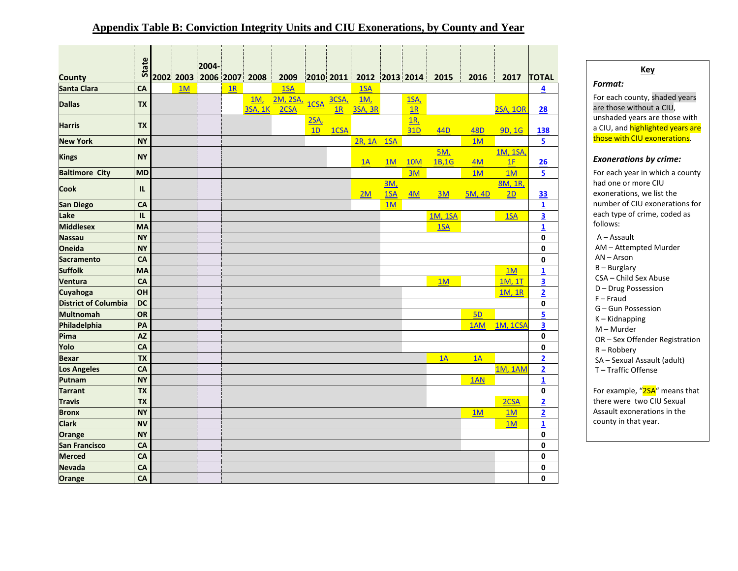# Appendix Table B: Conviction Integrity Units and CIU Exonerations, by County and Year

| County | State | 2002 | 2003 | 2004-2006 | 2007 | 2008 | 2009 | 2010 | 2011 | 2012 | 2013 | 2014 | 2015 | 2016 | 2017 | TOTAL |
|---|---|---|---|---|---|---|---|---|---|---|---|---|---|---|---|---|
| Santa Clara | CA | | 1M | | 1R | | 1SA | | | 1SA | | | | | | 4 |
| Dallas | TX | | | | | 1M, 3SA, 1K | 2M, 2SA, 2CSA | 1CSA | 3CSA, 1R | 1M, 3SA, 3R | | 1SA, 1R | | | 2SA, 1OR | 28 |
| Harris | TX | | | | | | | 2SA, 1D | 1CSA | | | 1R, 31D | 44D | 48D | 9D, 1G | 138 |
| New York | NY | | | | | | | | | 2R, 1A | 1SA | | | 1M | | 5 |
| Kings | NY | | | | | | | | | 1A | 1M | 10M | 5M, 1B,1G | 4M | 1M, 1SA, 1F | 26 |
| Baltimore City | MD | | | | | | | | | | | 3M | | 1M | 1M | 5 |
| Cook | IL | | | | | | | | | 2M | 3M, 1SA | 4M | 3M | 5M, 4D | 8M, 1R, 2D | 33 |
| San Diego | CA | | | | | | | | | | 1M | | | | | 1 |
| Lake | IL | | | | | | | | | | | | 1M, 1SA | | 1SA | 3 |
| Middlesex | MA | | | | | | | | | | | | 1SA | | | 1 |
| Nassau | NY | | | | | | | | | | | | | | | 0 |
| Oneida | NY | | | | | | | | | | | | | | | 0 |
| Sacramento | CA | | | | | | | | | | | | | | | 0 |
| Suffolk | MA | | | | | | | | | | | | | | 1M | 1 |
| Ventura | CA | | | | | | | | | | | | 1M | | 1M, 1T | 3 |
| Cuyahoga | OH | | | | | | | | | | | | | | 1M, 1R | 2 |
| District of Columbia | DC | | | | | | | | | | | | | | | 0 |
| Multnomah | OR | | | | | | | | | | | | | 5D | | 5 |
| Philadelphia | PA | | | | | | | | | | | | | 1AM | 1M, 1CSA | 3 |
| Pima | AZ | | | | | | | | | | | | | | | 0 |
| Yolo | CA | | | | | | | | | | | | | | | 0 |
| Bexar | TX | | | | | | | | | | | | 1A | 1A | | 2 |
| Los Angeles | CA | | | | | | | | | | | | | | 1M, 1AM | 2 |
| Putnam | NY | | | | | | | | | | | | | 1AN | | 1 |
| Tarrant | TX | | | | | | | | | | | | | | | 0 |
| Travis | TX | | | | | | | | | | | | | | 2CSA | 2 |
| Bronx | NY | | | | | | | | | | | | | 1M | 1M | 2 |
| Clark | NV | | | | | | | | | | | | | | 1M | 1 |
| Orange | NY | | | | | | | | | | | | | | | 0 |
| San Francisco | CA | | | | | | | | | | | | | | | 0 |
| Merced | CA | | | | | | | | | | | | | | | 0 |
| Nevada | CA | | | | | | | | | | | | | | | 0 |
| Orange | CA | | | | | | | | | | | | | | | 0 |

**Key**

*Format:*

For each county, shaded years are those without a CIU, unshaded years are those with a CIU, and highlighted years are those with CIU exonerations.

*Exonerations by crime:*

For each year in which a county had one or more CIU exonerations, we list the number of CIU exonerations for each type of crime, coded as follows:

- A – Assault
- AM – Attempted Murder
- AN – Arson
- B – Burglary
- CSA – Child Sex Abuse
- D – Drug Possession
- F – Fraud
- G – Gun Possession
- K – Kidnapping
- M – Murder
- OR – Sex Offender Registration
- R – Robbery
- SA – Sexual Assault (adult)
- T – Traffic Offense

For example, "2SA" means that there were two CIU Sexual Assault exonerations in the county in that year.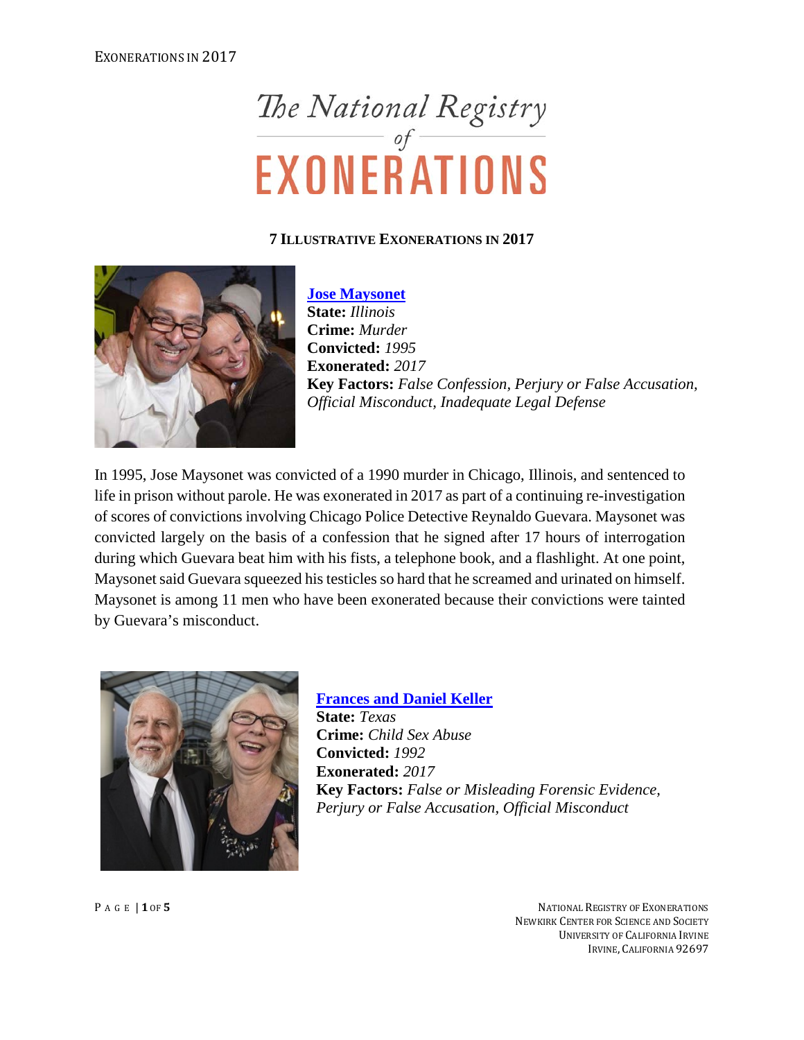# 7 Illustrative Exonerations in 2017

**[Jose Maysonet](#)**
**State:** *Illinois*
**Crime:** *Murder*
**Convicted:** *1995*
**Exonerated:** *2017*
**Key Factors:** *False Confession, Perjury or False Accusation, Official Misconduct, Inadequate Legal Defense*

In 1995, Jose Maysonet was convicted of a 1990 murder in Chicago, Illinois, and sentenced to life in prison without parole. He was exonerated in 2017 as part of a continuing re-investigation of scores of convictions involving Chicago Police Detective Reynaldo Guevara. Maysonet was convicted largely on the basis of a confession that he signed after 17 hours of interrogation during which Guevara beat him with his fists, a telephone book, and a flashlight. At one point, Maysonet said Guevara squeezed his testicles so hard that he screamed and urinated on himself. Maysonet is among 11 men who have been exonerated because their convictions were tainted by Guevara's misconduct.

**[Frances and Daniel Keller](#)**
**State:** *Texas*
**Crime:** *Child Sex Abuse*
**Convicted:** *1992*
**Exonerated:** *2017*
**Key Factors:** *False or Misleading Forensic Evidence, Perjury or False Accusation, Official Misconduct*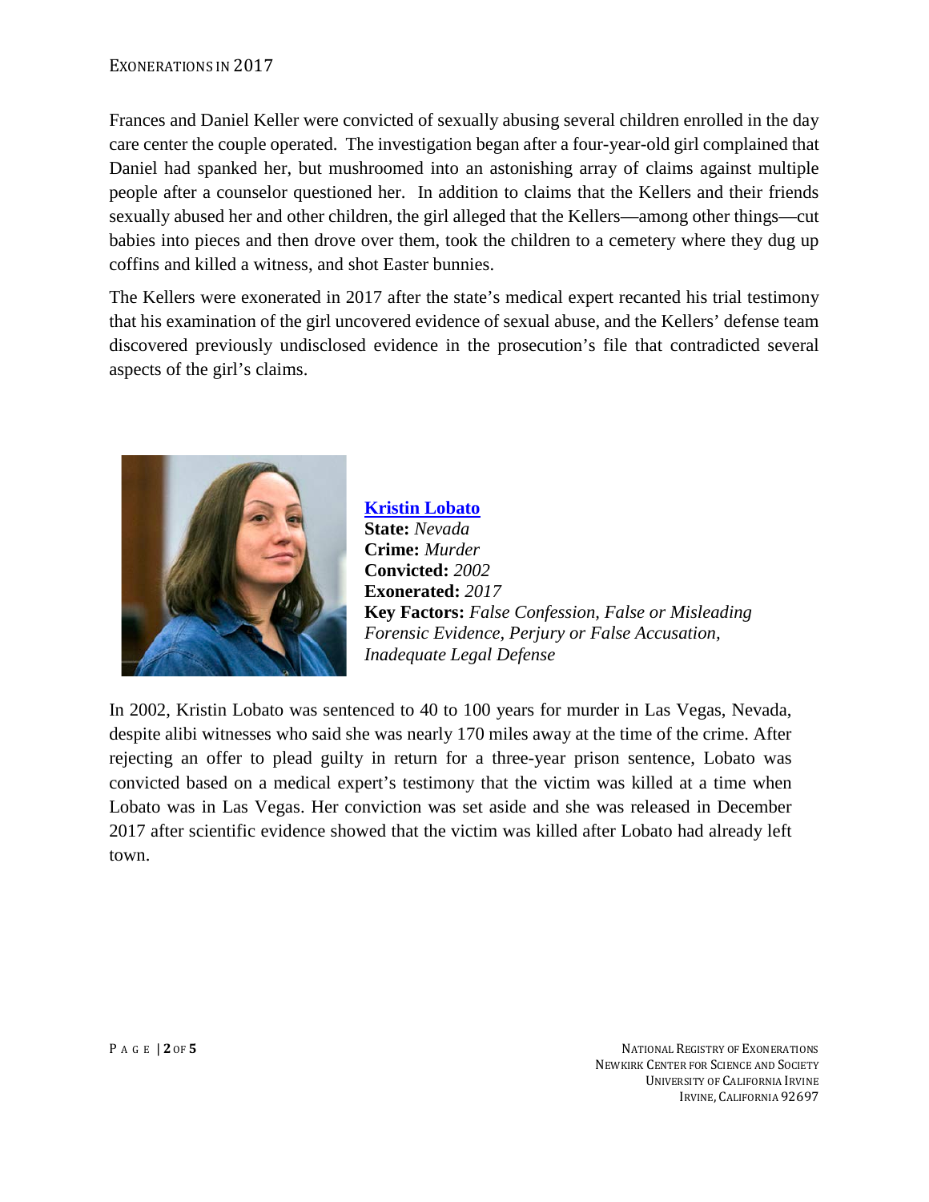Frances and Daniel Keller were convicted of sexually abusing several children enrolled in the day care center the couple operated. The investigation began after a four-year-old girl complained that Daniel had spanked her, but mushroomed into an astonishing array of claims against multiple people after a counselor questioned her. In addition to claims that the Kellers and their friends sexually abused her and other children, the girl alleged that the Kellers—among other things—cut babies into pieces and then drove over them, took the children to a cemetery where they dug up coffins and killed a witness, and shot Easter bunnies.

The Kellers were exonerated in 2017 after the state's medical expert recanted his trial testimony that his examination of the girl uncovered evidence of sexual abuse, and the Kellers' defense team discovered previously undisclosed evidence in the prosecution's file that contradicted several aspects of the girl's claims.

**Kristin Lobato**
**State:** *Nevada*
**Crime:** *Murder*
**Convicted:** *2002*
**Exonerated:** *2017*
**Key Factors:** *False Confession, False or Misleading Forensic Evidence, Perjury or False Accusation, Inadequate Legal Defense*

In 2002, Kristin Lobato was sentenced to 40 to 100 years for murder in Las Vegas, Nevada, despite alibi witnesses who said she was nearly 170 miles away at the time of the crime. After rejecting an offer to plead guilty in return for a three-year prison sentence, Lobato was convicted based on a medical expert's testimony that the victim was killed at a time when Lobato was in Las Vegas. Her conviction was set aside and she was released in December 2017 after scientific evidence showed that the victim was killed after Lobato had already left town.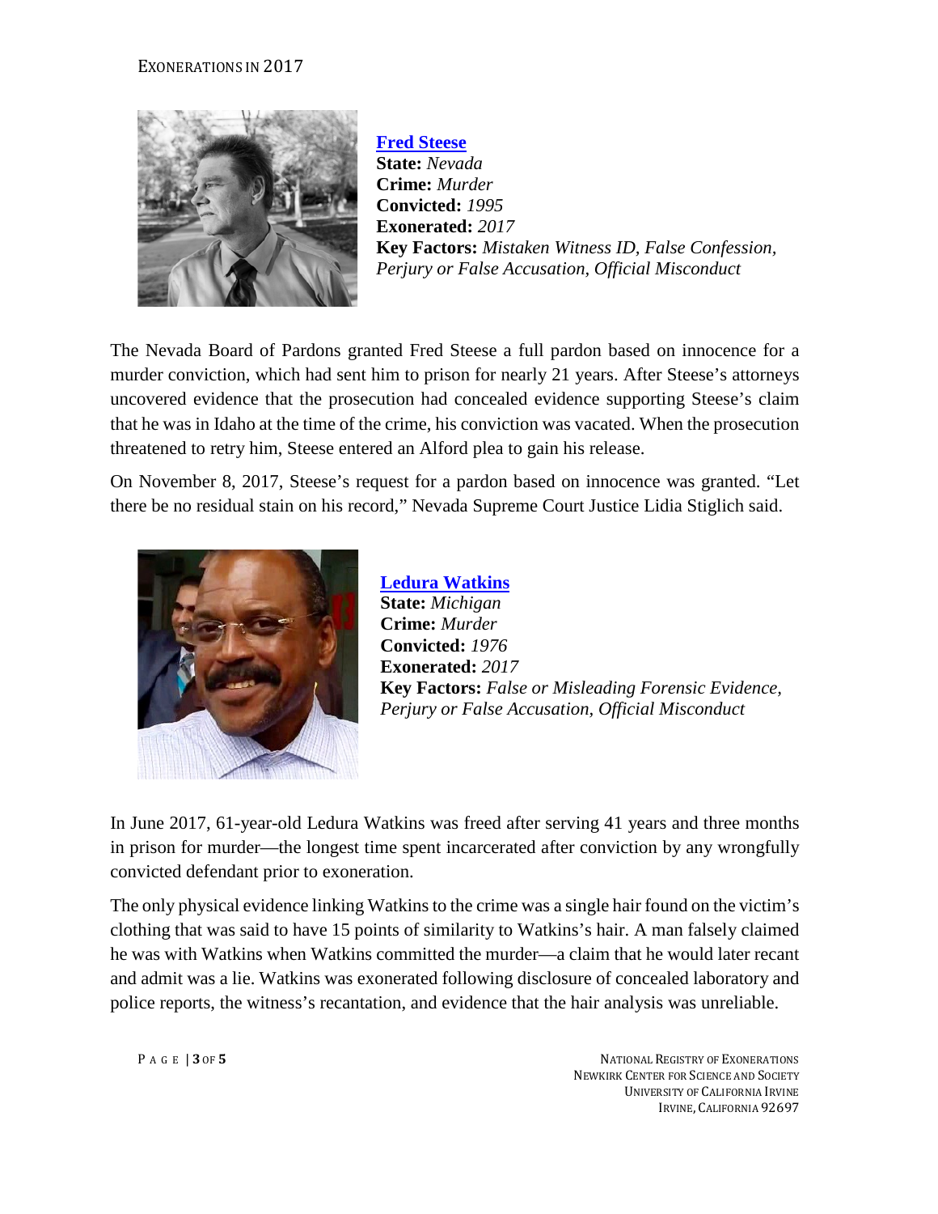**[Fred Steese]**
**State:** *Nevada*
**Crime:** *Murder*
**Convicted:** *1995*
**Exonerated:** *2017*
**Key Factors:** *Mistaken Witness ID, False Confession, Perjury or False Accusation, Official Misconduct*

The Nevada Board of Pardons granted Fred Steese a full pardon based on innocence for a murder conviction, which had sent him to prison for nearly 21 years. After Steese's attorneys uncovered evidence that the prosecution had concealed evidence supporting Steese's claim that he was in Idaho at the time of the crime, his conviction was vacated. When the prosecution threatened to retry him, Steese entered an Alford plea to gain his release.

On November 8, 2017, Steese's request for a pardon based on innocence was granted. "Let there be no residual stain on his record," Nevada Supreme Court Justice Lidia Stiglich said.

**[Ledura Watkins]**
**State:** *Michigan*
**Crime:** *Murder*
**Convicted:** *1976*
**Exonerated:** *2017*
**Key Factors:** *False or Misleading Forensic Evidence, Perjury or False Accusation, Official Misconduct*

In June 2017, 61-year-old Ledura Watkins was freed after serving 41 years and three months in prison for murder—the longest time spent incarcerated after conviction by any wrongfully convicted defendant prior to exoneration.

The only physical evidence linking Watkins to the crime was a single hair found on the victim's clothing that was said to have 15 points of similarity to Watkins's hair. A man falsely claimed he was with Watkins when Watkins committed the murder—a claim that he would later recant and admit was a lie. Watkins was exonerated following disclosure of concealed laboratory and police reports, the witness's recantation, and evidence that the hair analysis was unreliable.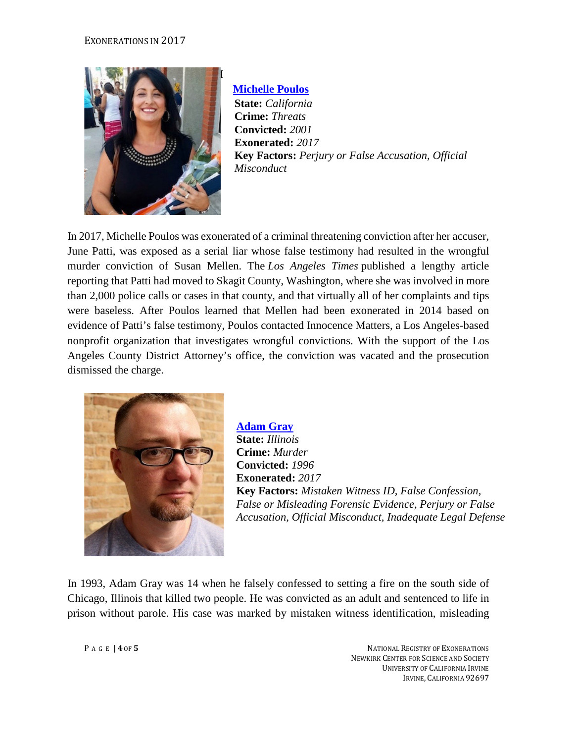### Michelle Poulos

**State:** *California*
**Crime:** *Threats*
**Convicted:** *2001*
**Exonerated:** *2017*
**Key Factors:** *Perjury or False Accusation, Official Misconduct*

In 2017, Michelle Poulos was exonerated of a criminal threatening conviction after her accuser, June Patti, was exposed as a serial liar whose false testimony had resulted in the wrongful murder conviction of Susan Mellen. The *Los Angeles Times* published a lengthy article reporting that Patti had moved to Skagit County, Washington, where she was involved in more than 2,000 police calls or cases in that county, and that virtually all of her complaints and tips were baseless. After Poulos learned that Mellen had been exonerated in 2014 based on evidence of Patti's false testimony, Poulos contacted Innocence Matters, a Los Angeles-based nonprofit organization that investigates wrongful convictions. With the support of the Los Angeles County District Attorney's office, the conviction was vacated and the prosecution dismissed the charge.

### Adam Gray

**State:** *Illinois*
**Crime:** *Murder*
**Convicted:** *1996*
**Exonerated:** *2017*
**Key Factors:** *Mistaken Witness ID, False Confession, False or Misleading Forensic Evidence, Perjury or False Accusation, Official Misconduct, Inadequate Legal Defense*

In 1993, Adam Gray was 14 when he falsely confessed to setting a fire on the south side of Chicago, Illinois that killed two people. He was convicted as an adult and sentenced to life in prison without parole. His case was marked by mistaken witness identification, misleading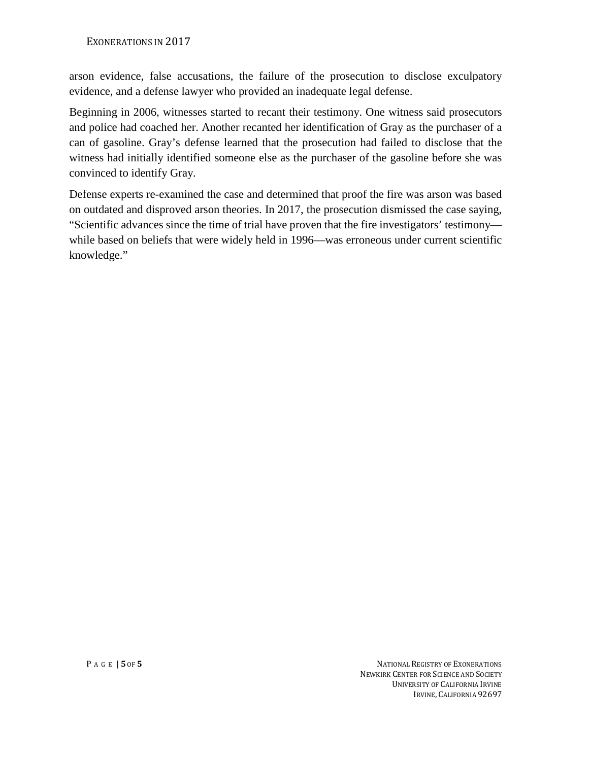arson evidence, false accusations, the failure of the prosecution to disclose exculpatory evidence, and a defense lawyer who provided an inadequate legal defense.

Beginning in 2006, witnesses started to recant their testimony. One witness said prosecutors and police had coached her. Another recanted her identification of Gray as the purchaser of a can of gasoline. Gray's defense learned that the prosecution had failed to disclose that the witness had initially identified someone else as the purchaser of the gasoline before she was convinced to identify Gray.

Defense experts re-examined the case and determined that proof the fire was arson was based on outdated and disproved arson theories. In 2017, the prosecution dismissed the case saying, "Scientific advances since the time of trial have proven that the fire investigators' testimony—while based on beliefs that were widely held in 1996—was erroneous under current scientific knowledge."